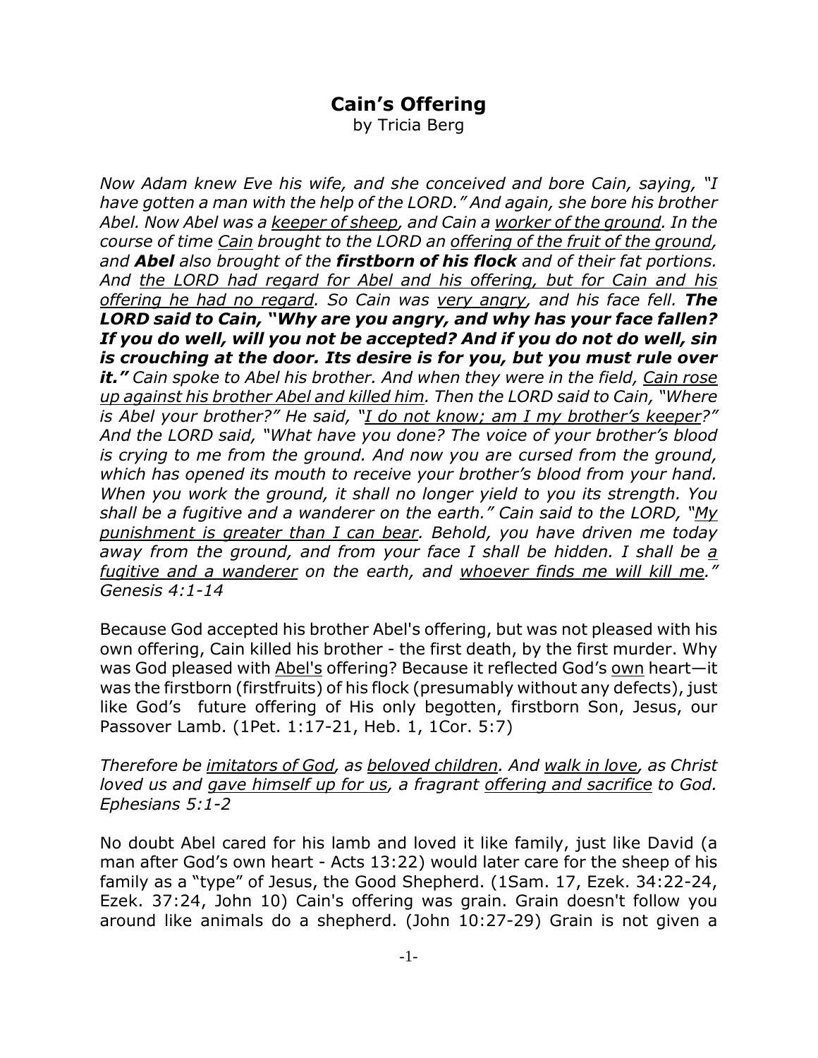# Cain's Offering

by Tricia Berg

*Now Adam knew Eve his wife, and she conceived and bore Cain, saying, "I have gotten a man with the help of the LORD." And again, she bore his brother Abel. Now Abel was a <u>keeper of sheep</u>, and Cain a <u>worker of the ground</u>. In the course of time <u>Cain</u> brought to the LORD an <u>offering of the fruit of the ground</u>, and **Abel** also brought of the **firstborn of his flock** and of their fat portions. And <u>the LORD had regard for Abel and his offering, but for Cain and his offering he had no regard</u>. So Cain was <u>very angry</u>, and his face fell. **The LORD said to Cain, "Why are you angry, and why has your face fallen? If you do well, will you not be accepted? And if you do not do well, sin is crouching at the door. Its desire is for you, but you must rule over it."** Cain spoke to Abel his brother. And when they were in the field, <u>Cain rose up against his brother Abel and killed him</u>. Then the LORD said to Cain, "Where is Abel your brother?" He said, "<u>I do not know; am I my brother's keeper</u>?" And the LORD said, "What have you done? The voice of your brother's blood is crying to me from the ground. And now you are cursed from the ground, which has opened its mouth to receive your brother's blood from your hand. When you work the ground, it shall no longer yield to you its strength. You shall be a fugitive and a wanderer on the earth." Cain said to the LORD, "<u>My punishment is greater than I can bear</u>. Behold, you have driven me today away from the ground, and from your face I shall be hidden. I shall be <u>a fugitive and a wanderer</u> on the earth, and <u>whoever finds me will kill me</u>." Genesis 4:1-14*

Because God accepted his brother Abel's offering, but was not pleased with his own offering, Cain killed his brother - the first death, by the first murder. Why was God pleased with <u>Abel's</u> offering? Because it reflected God's <u>own</u> heart—it was the firstborn (firstfruits) of his flock (presumably without any defects), just like God's future offering of His only begotten, firstborn Son, Jesus, our Passover Lamb. (1Pet. 1:17-21, Heb. 1, 1Cor. 5:7)

*Therefore be <u>imitators of God</u>, as <u>beloved children</u>. And <u>walk in love</u>, as Christ loved us and <u>gave himself up for us</u>, a fragrant <u>offering and sacrifice</u> to God. Ephesians 5:1-2*

No doubt Abel cared for his lamb and loved it like family, just like David (a man after God's own heart - Acts 13:22) would later care for the sheep of his family as a "type" of Jesus, the Good Shepherd. (1Sam. 17, Ezek. 34:22-24, Ezek. 37:24, John 10) Cain's offering was grain. Grain doesn't follow you around like animals do a shepherd. (John 10:27-29) Grain is not given a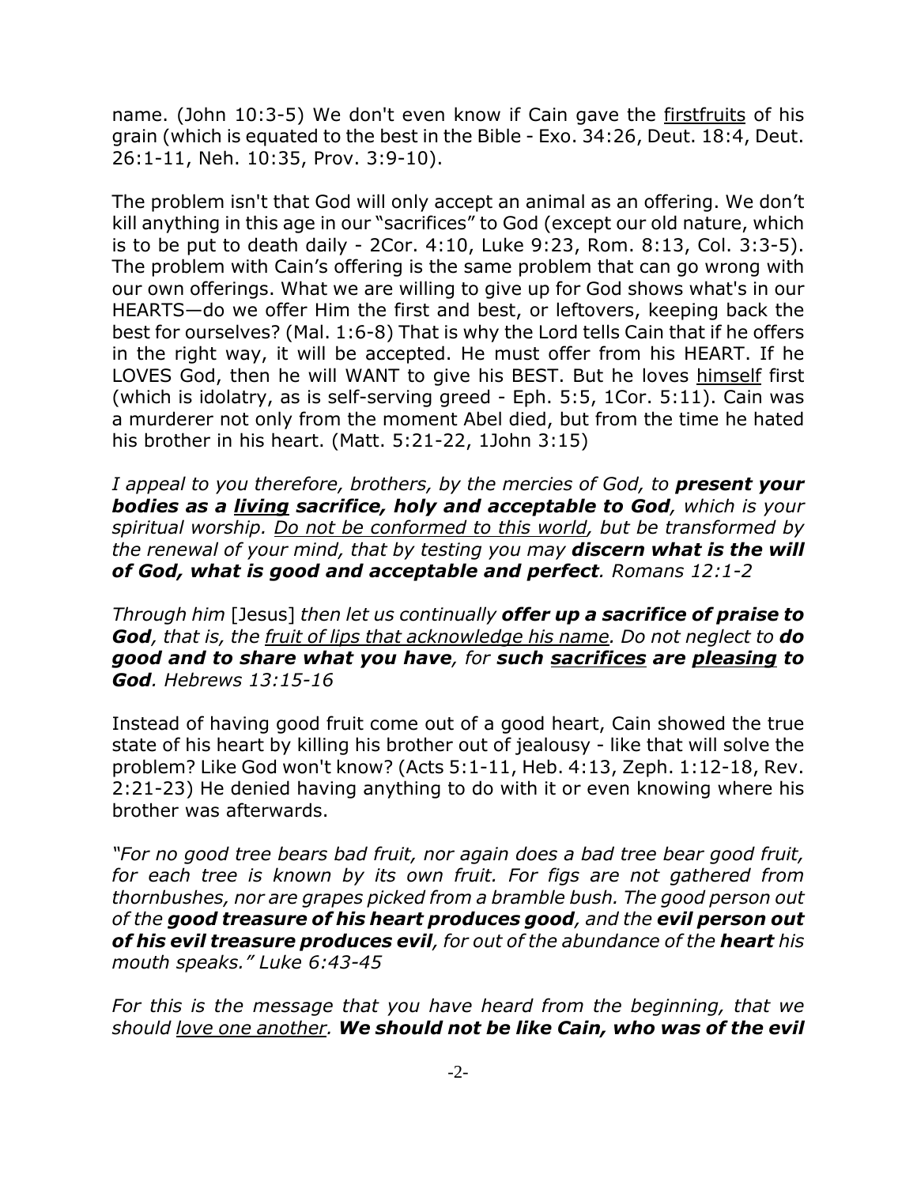name. (John 10:3-5) We don't even know if Cain gave the <u>firstfruits</u> of his grain (which is equated to the best in the Bible - Exo. 34:26, Deut. 18:4, Deut. 26:1-11, Neh. 10:35, Prov. 3:9-10).

The problem isn't that God will only accept an animal as an offering. We don't kill anything in this age in our "sacrifices" to God (except our old nature, which is to be put to death daily - 2Cor. 4:10, Luke 9:23, Rom. 8:13, Col. 3:3-5). The problem with Cain's offering is the same problem that can go wrong with our own offerings. What we are willing to give up for God shows what's in our HEARTS—do we offer Him the first and best, or leftovers, keeping back the best for ourselves? (Mal. 1:6-8) That is why the Lord tells Cain that if he offers in the right way, it will be accepted. He must offer from his HEART. If he LOVES God, then he will WANT to give his BEST. But he loves <u>himself</u> first (which is idolatry, as is self-serving greed - Eph. 5:5, 1Cor. 5:11). Cain was a murderer not only from the moment Abel died, but from the time he hated his brother in his heart. (Matt. 5:21-22, 1John 3:15)

*I appeal to you therefore, brothers, by the mercies of God, to **present your bodies as a <u>living</u> sacrifice, holy and acceptable to God**, which is your spiritual worship. <u>Do not be conformed to this world</u>, but be transformed by the renewal of your mind, that by testing you may **discern what is the will of God, what is good and acceptable and perfect**. Romans 12:1-2*

*Through him* [Jesus] *then let us continually **offer up a sacrifice of praise to God**, that is, the <u>fruit of lips that acknowledge his name</u>. Do not neglect to **do good and to share what you have**, for **such <u>sacrifices</u> are <u>pleasing</u> to God**. Hebrews 13:15-16*

Instead of having good fruit come out of a good heart, Cain showed the true state of his heart by killing his brother out of jealousy - like that will solve the problem? Like God won't know? (Acts 5:1-11, Heb. 4:13, Zeph. 1:12-18, Rev. 2:21-23) He denied having anything to do with it or even knowing where his brother was afterwards.

*"For no good tree bears bad fruit, nor again does a bad tree bear good fruit, for each tree is known by its own fruit. For figs are not gathered from thornbushes, nor are grapes picked from a bramble bush. The good person out of the **good treasure of his heart produces good**, and the **evil person out of his evil treasure produces evil**, for out of the abundance of the **heart** his mouth speaks." Luke 6:43-45*

*For this is the message that you have heard from the beginning, that we should <u>love one another</u>. **We should not be like Cain, who was of the evil***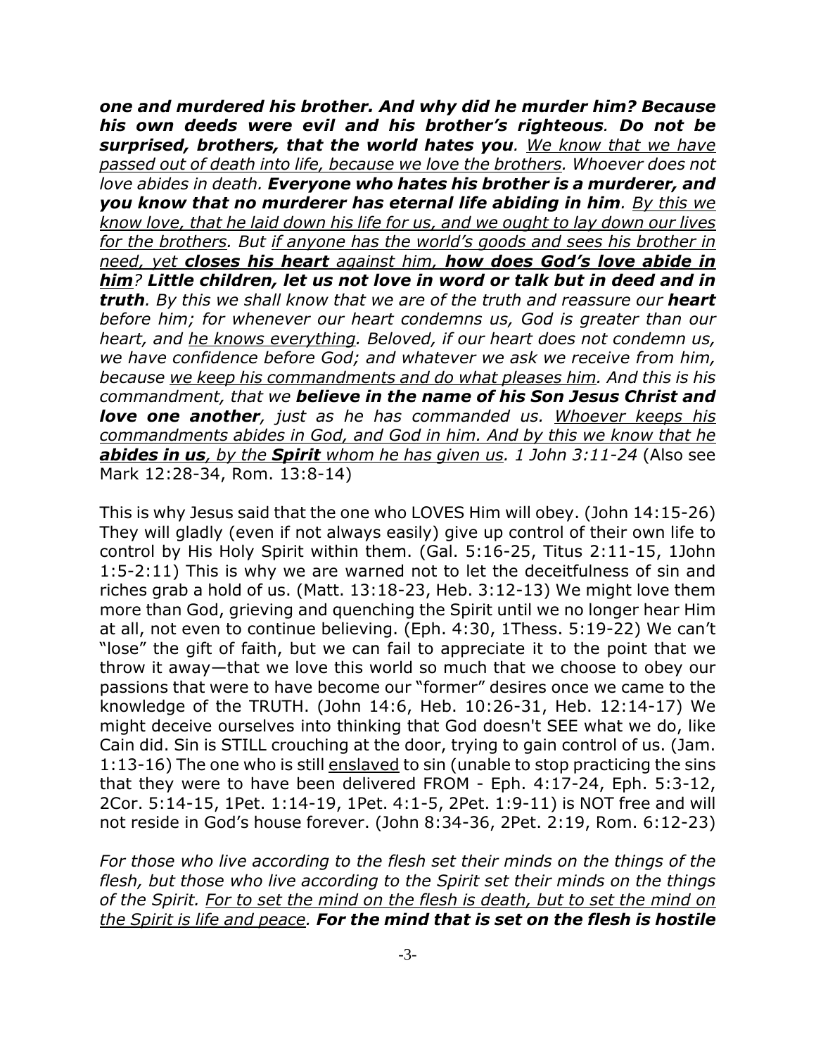***one and murdered his brother. And why did he murder him? Because his own deeds were evil and his brother's righteous**. **Do not be surprised, brothers, that the world hates you**. <u>We know that we have passed out of death into life, because we love the brothers</u>. Whoever does not love abides in death. **Everyone who hates his brother is a murderer, and you know that no murderer has eternal life abiding in him**. <u>By this we know love, that he laid down his life for us, and we ought to lay down our lives for the brothers</u>. But <u>if anyone has the world's goods and sees his brother in need, yet **closes his heart** against him, **how does God's love abide in him**</u>? **Little children, let us not love in word or talk but in deed and in truth**. By this we shall know that we are of the truth and reassure our **heart** before him; for whenever our heart condemns us, God is greater than our heart, and <u>he knows everything</u>. Beloved, if our heart does not condemn us, we have confidence before God; and whatever we ask we receive from him, because <u>we keep his commandments and do what pleases him</u>. And this is his commandment, that we **believe in the name of his Son Jesus Christ and love one another**, just as he has commanded us. <u>Whoever keeps his commandments abides in God, and God in him. And by this we know that he **abides in us**, by the **Spirit** whom he has given us</u>. 1 John 3:11-24* (Also see Mark 12:28-34, Rom. 13:8-14)

This is why Jesus said that the one who LOVES Him will obey. (John 14:15-26) They will gladly (even if not always easily) give up control of their own life to control by His Holy Spirit within them. (Gal. 5:16-25, Titus 2:11-15, 1John 1:5-2:11) This is why we are warned not to let the deceitfulness of sin and riches grab a hold of us. (Matt. 13:18-23, Heb. 3:12-13) We might love them more than God, grieving and quenching the Spirit until we no longer hear Him at all, not even to continue believing. (Eph. 4:30, 1Thess. 5:19-22) We can't "lose" the gift of faith, but we can fail to appreciate it to the point that we throw it away—that we love this world so much that we choose to obey our passions that were to have become our "former" desires once we came to the knowledge of the TRUTH. (John 14:6, Heb. 10:26-31, Heb. 12:14-17) We might deceive ourselves into thinking that God doesn't SEE what we do, like Cain did. Sin is STILL crouching at the door, trying to gain control of us. (Jam. 1:13-16) The one who is still <u>enslaved</u> to sin (unable to stop practicing the sins that they were to have been delivered FROM - Eph. 4:17-24, Eph. 5:3-12, 2Cor. 5:14-15, 1Pet. 1:14-19, 1Pet. 4:1-5, 2Pet. 1:9-11) is NOT free and will not reside in God's house forever. (John 8:34-36, 2Pet. 2:19, Rom. 6:12-23)

*For those who live according to the flesh set their minds on the things of the flesh, but those who live according to the Spirit set their minds on the things of the Spirit. <u>For to set the mind on the flesh is death, but to set the mind on the Spirit is life and peace</u>. **For the mind that is set on the flesh is hostile***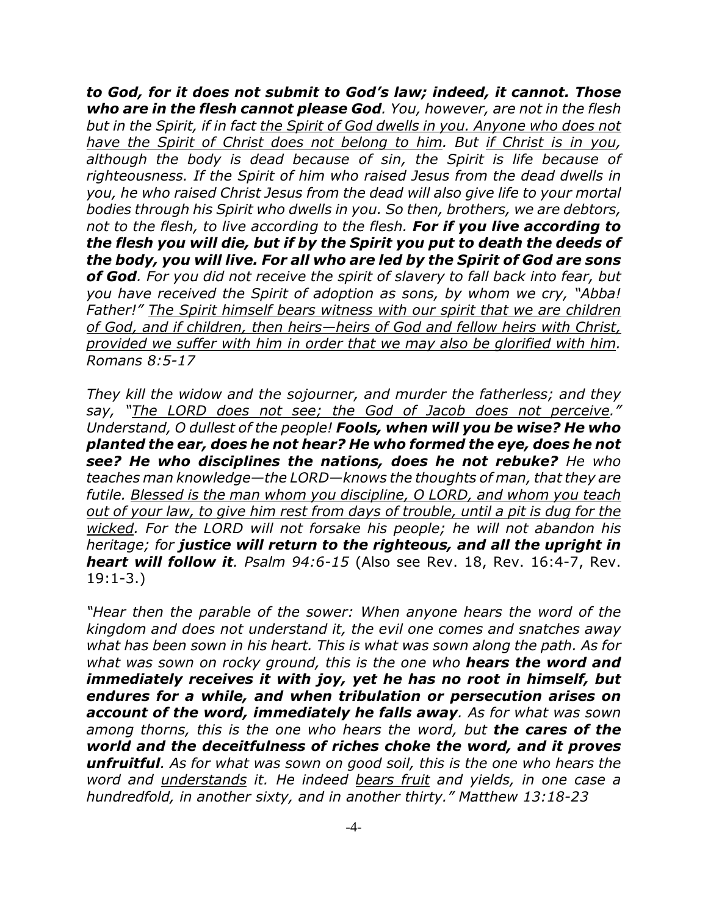*to God, for it does not submit to God's law; indeed, it cannot. Those who are in the flesh cannot please God*. *You, however, are not in the flesh but in the Spirit, if in fact <u>the Spirit of God dwells in you. Anyone who does not have the Spirit of Christ does not belong to him</u>. But <u>if Christ is in you</u>, although the body is dead because of sin, the Spirit is life because of righteousness. If the Spirit of him who raised Jesus from the dead dwells in you, he who raised Christ Jesus from the dead will also give life to your mortal bodies through his Spirit who dwells in you. So then, brothers, we are debtors, not to the flesh, to live according to the flesh.* ***For if you live according to the flesh you will die, but if by the Spirit you put to death the deeds of the body, you will live. For all who are led by the Spirit of God are sons of God****. For you did not receive the spirit of slavery to fall back into fear, but you have received the Spirit of adoption as sons, by whom we cry, "Abba! Father!" <u>The Spirit himself bears witness with our spirit that we are children of God, and if children, then heirs—heirs of God and fellow heirs with Christ, provided we suffer with him in order that we may also be glorified with him</u>. Romans 8:5-17*

*They kill the widow and the sojourner, and murder the fatherless; and they say, "<u>The LORD does not see; the God of Jacob does not perceive</u>." Understand, O dullest of the people!* ***Fools, when will you be wise? He who planted the ear, does he not hear? He who formed the eye, does he not see? He who disciplines the nations, does he not rebuke?*** *He who teaches man knowledge—the LORD—knows the thoughts of man, that they are futile. <u>Blessed is the man whom you discipline, O LORD, and whom you teach out of your law, to give him rest from days of trouble, until a pit is dug for the wicked</u>. For the LORD will not forsake his people; he will not abandon his heritage; for* ***justice will return to the righteous, and all the upright in heart will follow it****. Psalm 94:6-15* (Also see Rev. 18, Rev. 16:4-7, Rev. 19:1-3.)

*"Hear then the parable of the sower: When anyone hears the word of the kingdom and does not understand it, the evil one comes and snatches away what has been sown in his heart. This is what was sown along the path. As for what was sown on rocky ground, this is the one who* ***hears the word and immediately receives it with joy, yet he has no root in himself, but endures for a while, and when tribulation or persecution arises on account of the word, immediately he falls away****. As for what was sown among thorns, this is the one who hears the word, but* ***the cares of the world and the deceitfulness of riches choke the word, and it proves unfruitful****. As for what was sown on good soil, this is the one who hears the word and <u>understands</u> it. He indeed <u>bears fruit</u> and yields, in one case a hundredfold, in another sixty, and in another thirty." Matthew 13:18-23*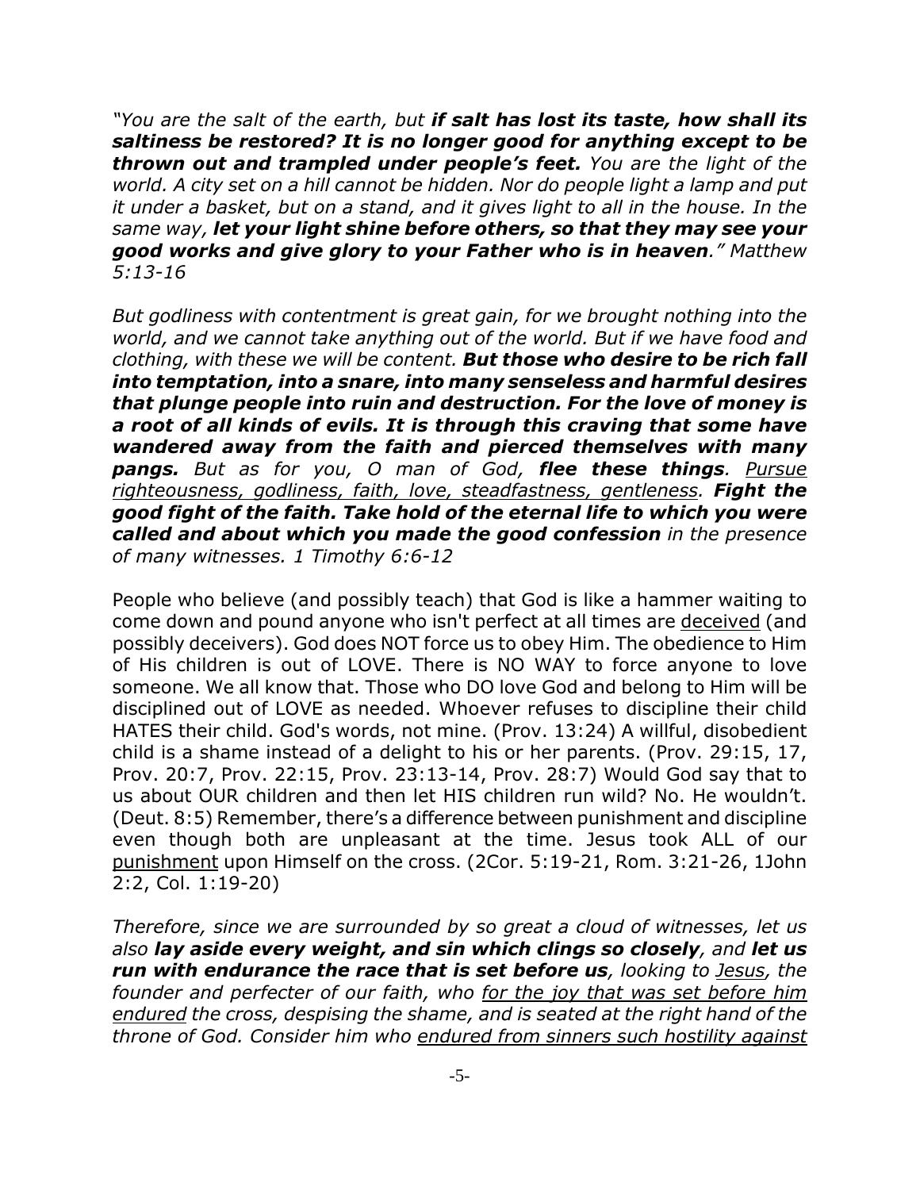*"You are the salt of the earth, but **if salt has lost its taste, how shall its saltiness be restored? It is no longer good for anything except to be thrown out and trampled under people's feet.** You are the light of the world. A city set on a hill cannot be hidden. Nor do people light a lamp and put it under a basket, but on a stand, and it gives light to all in the house. In the same way, **let your light shine before others, so that they may see your good works and give glory to your Father who is in heaven**." Matthew 5:13-16*

*But godliness with contentment is great gain, for we brought nothing into the world, and we cannot take anything out of the world. But if we have food and clothing, with these we will be content. **But those who desire to be rich fall into temptation, into a snare, into many senseless and harmful desires that plunge people into ruin and destruction. For the love of money is a root of all kinds of evils. It is through this craving that some have wandered away from the faith and pierced themselves with many pangs.** But as for you, O man of God, **flee these things**. <u>Pursue righteousness, godliness, faith, love, steadfastness, gentleness</u>. **Fight the good fight of the faith. Take hold of the eternal life to which you were called and about which you made the good confession** in the presence of many witnesses. 1 Timothy 6:6-12*

People who believe (and possibly teach) that God is like a hammer waiting to come down and pound anyone who isn't perfect at all times are <u>deceived</u> (and possibly deceivers). God does NOT force us to obey Him. The obedience to Him of His children is out of LOVE. There is NO WAY to force anyone to love someone. We all know that. Those who DO love God and belong to Him will be disciplined out of LOVE as needed. Whoever refuses to discipline their child HATES their child. God's words, not mine. (Prov. 13:24) A willful, disobedient child is a shame instead of a delight to his or her parents. (Prov. 29:15, 17, Prov. 20:7, Prov. 22:15, Prov. 23:13-14, Prov. 28:7) Would God say that to us about OUR children and then let HIS children run wild? No. He wouldn't. (Deut. 8:5) Remember, there's a difference between punishment and discipline even though both are unpleasant at the time. Jesus took ALL of our <u>punishment</u> upon Himself on the cross. (2Cor. 5:19-21, Rom. 3:21-26, 1John 2:2, Col. 1:19-20)

*Therefore, since we are surrounded by so great a cloud of witnesses, let us also **lay aside every weight, and sin which clings so closely**, and **let us run with endurance the race that is set before us**, looking to <u>Jesus</u>, the founder and perfecter of our faith, who <u>for the joy that was set before him endured</u> the cross, despising the shame, and is seated at the right hand of the throne of God. Consider him who <u>endured from sinners such hostility against</u>*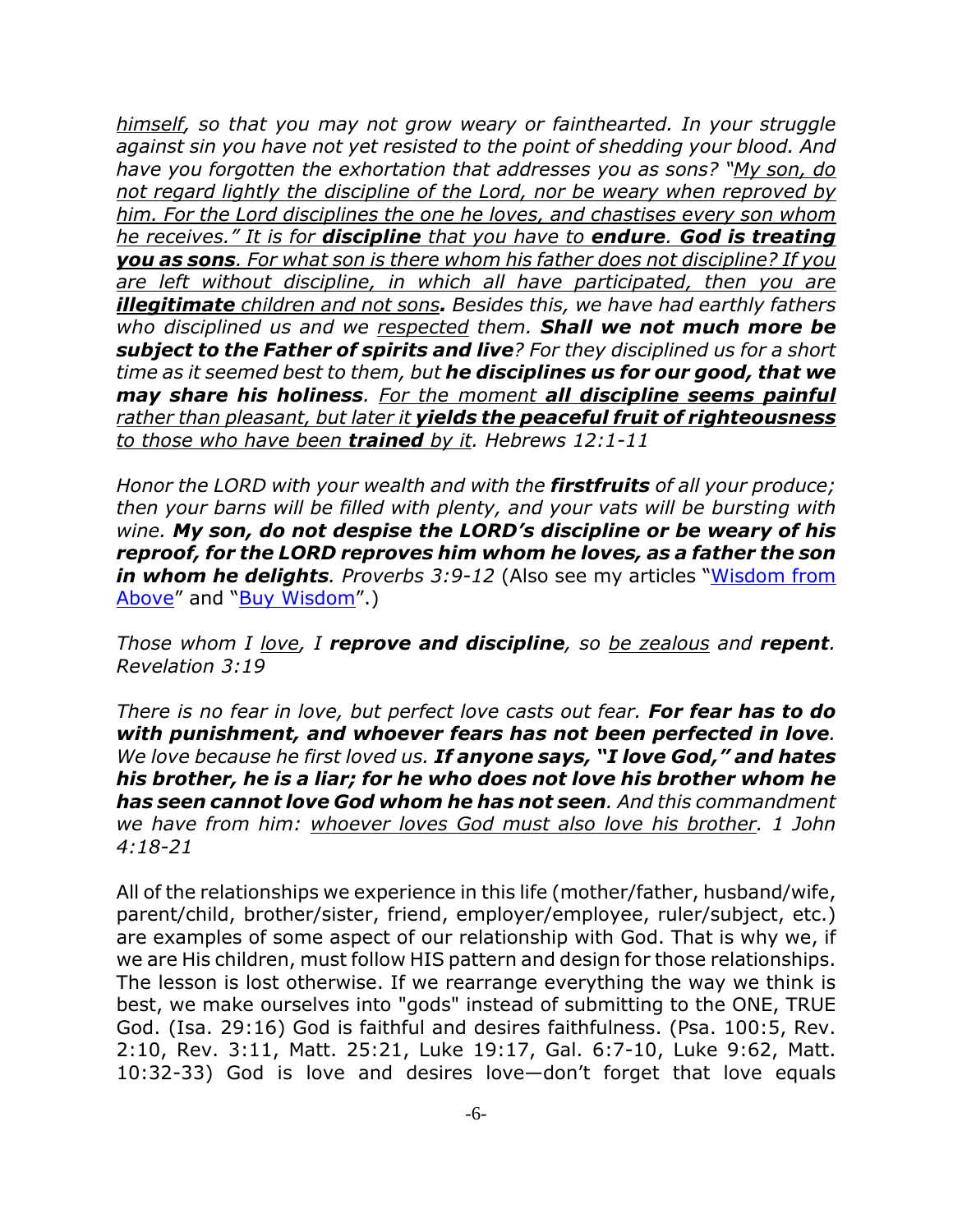*<u>himself</u>, so that you may not grow weary or fainthearted. In your struggle against sin you have not yet resisted to the point of shedding your blood. And have you forgotten the exhortation that addresses you as sons? "<u>My son, do not regard lightly the discipline of the Lord, nor be weary when reproved by him. For the Lord disciplines the one he loves, and chastises every son whom he receives." It is for **discipline** that you have to **endure**. **God is treating you as sons**. For what son is there whom his father does not discipline? If you are left without discipline, in which all have participated, then you are **illegitimate** children and not sons</u>**.** Besides this, we have had earthly fathers who disciplined us and we <u>respected</u> them. **Shall we not much more be subject to the Father of spirits and live**? For they disciplined us for a short time as it seemed best to them, but **he disciplines us for our good, that we may share his holiness**. <u>For the moment **all discipline seems painful** rather than pleasant, but later it **yields the peaceful fruit of righteousness** to those who have been **trained** by it</u>. Hebrews 12:1-11*

*Honor the LORD with your wealth and with the **firstfruits** of all your produce; then your barns will be filled with plenty, and your vats will be bursting with wine. **My son, do not despise the LORD's discipline or be weary of his reproof, for the LORD reproves him whom he loves, as a father the son in whom he delights**. Proverbs 3:9-12* (Also see my articles "Wisdom from Above" and "Buy Wisdom".)

*Those whom I <u>love</u>, I **reprove and discipline**, so <u>be zealous</u> and **repent**. Revelation 3:19*

*There is no fear in love, but perfect love casts out fear. **For fear has to do with punishment, and whoever fears has not been perfected in love**. We love because he first loved us. **If anyone says, "I love God," and hates his brother, he is a liar; for he who does not love his brother whom he has seen cannot love God whom he has not seen**. And this commandment we have from him: <u>whoever loves God must also love his brother</u>. 1 John 4:18-21*

All of the relationships we experience in this life (mother/father, husband/wife, parent/child, brother/sister, friend, employer/employee, ruler/subject, etc.) are examples of some aspect of our relationship with God. That is why we, if we are His children, must follow HIS pattern and design for those relationships. The lesson is lost otherwise. If we rearrange everything the way we think is best, we make ourselves into "gods" instead of submitting to the ONE, TRUE God. (Isa. 29:16) God is faithful and desires faithfulness. (Psa. 100:5, Rev. 2:10, Rev. 3:11, Matt. 25:21, Luke 19:17, Gal. 6:7-10, Luke 9:62, Matt. 10:32-33) God is love and desires love—don't forget that love equals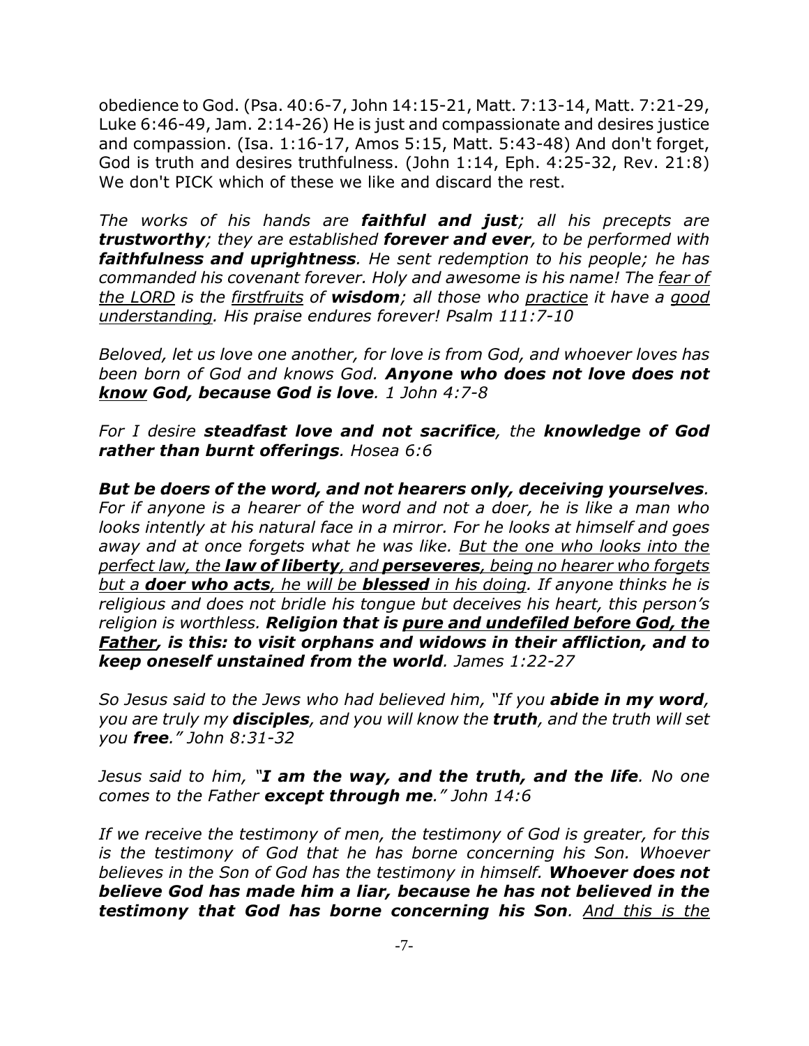obedience to God. (Psa. 40:6-7, John 14:15-21, Matt. 7:13-14, Matt. 7:21-29, Luke 6:46-49, Jam. 2:14-26) He is just and compassionate and desires justice and compassion. (Isa. 1:16-17, Amos 5:15, Matt. 5:43-48) And don't forget, God is truth and desires truthfulness. (John 1:14, Eph. 4:25-32, Rev. 21:8) We don't PICK which of these we like and discard the rest.

*The works of his hands are **faithful and just**; all his precepts are **trustworthy**; they are established **forever and ever**, to be performed with **faithfulness and uprightness**. He sent redemption to his people; he has commanded his covenant forever. Holy and awesome is his name! The <u>fear of the LORD</u> is the <u>firstfruits</u> of **wisdom**; all those who <u>practice</u> it have a <u>good understanding</u>. His praise endures forever! Psalm 111:7-10*

*Beloved, let us love one another, for love is from God, and whoever loves has been born of God and knows God. **Anyone who does not love does not <u>know</u> God, because God is love**. 1 John 4:7-8*

*For I desire **steadfast love and not sacrifice**, the **knowledge of God rather than burnt offerings**. Hosea 6:6*

***But be doers of the word, and not hearers only, deceiving yourselves**. For if anyone is a hearer of the word and not a doer, he is like a man who looks intently at his natural face in a mirror. For he looks at himself and goes away and at once forgets what he was like. <u>But the one who looks into the perfect law, the **law of liberty**, and **perseveres**, being no hearer who forgets but a **doer who acts**, he will be **blessed** in his doing</u>. If anyone thinks he is religious and does not bridle his tongue but deceives his heart, this person's religion is worthless. **Religion that is <u>pure and undefiled before God, the Father</u>, is this: to visit orphans and widows in their affliction, and to keep oneself unstained from the world**. James 1:22-27*

*So Jesus said to the Jews who had believed him, "If you **abide in my word**, you are truly my **disciples**, and you will know the **truth**, and the truth will set you **free**." John 8:31-32*

*Jesus said to him, "**I am the way, and the truth, and the life**. No one comes to the Father **except through me**." John 14:6*

*If we receive the testimony of men, the testimony of God is greater, for this is the testimony of God that he has borne concerning his Son. Whoever believes in the Son of God has the testimony in himself. **Whoever does not believe God has made him a liar, because he has not believed in the testimony that God has borne concerning his Son**. <u>And this is the</u>*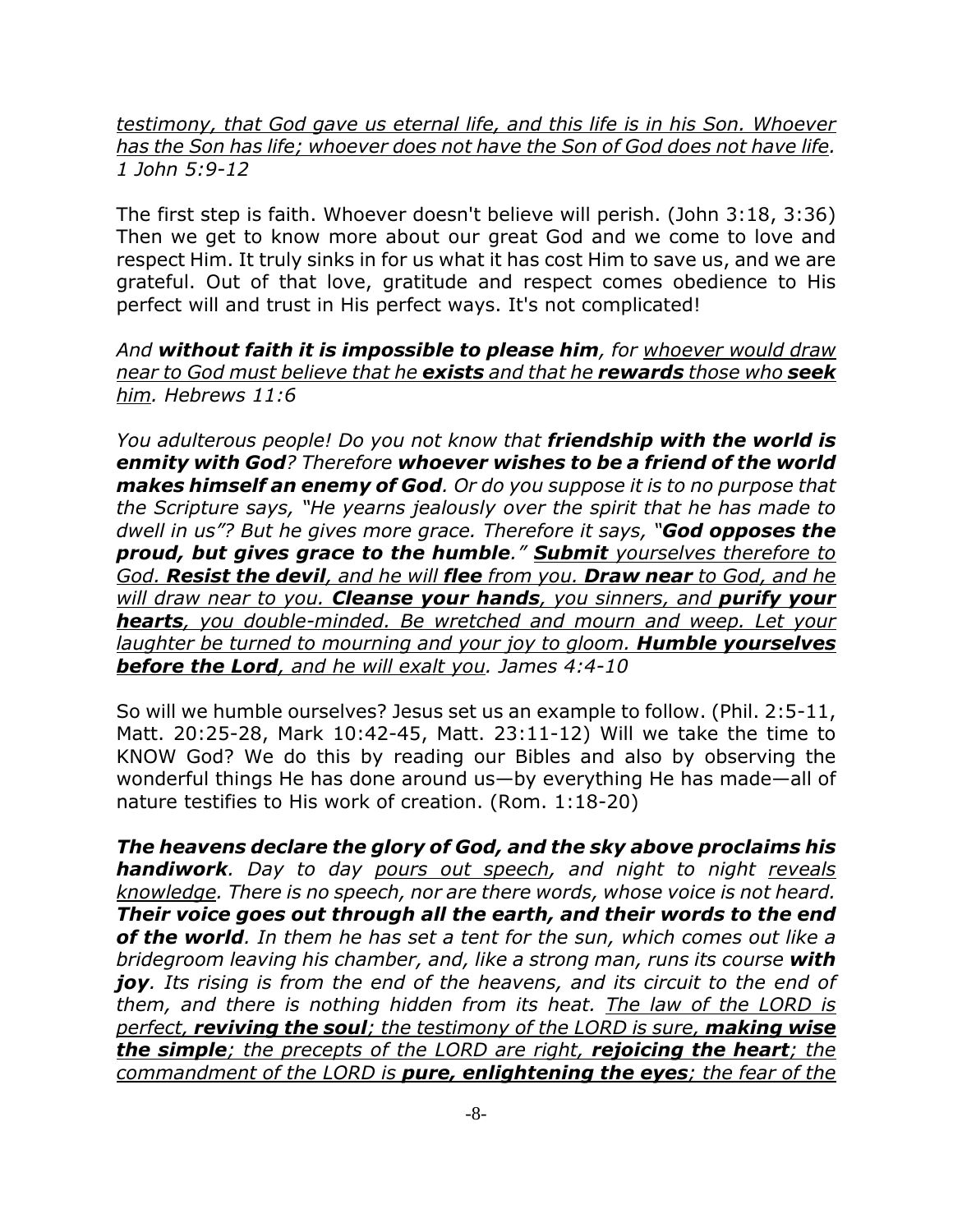*<u>testimony, that God gave us eternal life, and this life is in his Son. Whoever has the Son has life; whoever does not have the Son of God does not have life</u>. 1 John 5:9-12*

The first step is faith. Whoever doesn't believe will perish. (John 3:18, 3:36) Then we get to know more about our great God and we come to love and respect Him. It truly sinks in for us what it has cost Him to save us, and we are grateful. Out of that love, gratitude and respect comes obedience to His perfect will and trust in His perfect ways. It's not complicated!

*And **without faith it is impossible to please him**, for <u>whoever would draw near to God must believe that he **exists** and that he **rewards** those who **seek** him</u>. Hebrews 11:6*

*You adulterous people! Do you not know that **friendship with the world is enmity with God**? Therefore **whoever wishes to be a friend of the world makes himself an enemy of God**. Or do you suppose it is to no purpose that the Scripture says, "He yearns jealously over the spirit that he has made to dwell in us"? But he gives more grace. Therefore it says, "**God opposes the proud, but gives grace to the humble**." <u>**Submit** yourselves therefore to God. **Resist the devil**, and he will **flee** from you. **Draw near** to God, and he will draw near to you. **Cleanse your hands**, you sinners, and **purify your hearts**, you double-minded. Be wretched and mourn and weep. Let your laughter be turned to mourning and your joy to gloom. **Humble yourselves before the Lord**, and he will exalt you</u>. James 4:4-10*

So will we humble ourselves? Jesus set us an example to follow. (Phil. 2:5-11, Matt. 20:25-28, Mark 10:42-45, Matt. 23:11-12) Will we take the time to KNOW God? We do this by reading our Bibles and also by observing the wonderful things He has done around us—by everything He has made—all of nature testifies to His work of creation. (Rom. 1:18-20)

***The heavens declare the glory of God, and the sky above proclaims his handiwork**. Day to day <u>pours out speech</u>, and night to night <u>reveals knowledge</u>. There is no speech, nor are there words, whose voice is not heard. **Their voice goes out through all the earth, and their words to the end of the world**. In them he has set a tent for the sun, which comes out like a bridegroom leaving his chamber, and, like a strong man, runs its course **with joy**. Its rising is from the end of the heavens, and its circuit to the end of them, and there is nothing hidden from its heat. <u>The law of the LORD is perfect, **reviving the soul**; the testimony of the LORD is sure, **making wise the simple**; the precepts of the LORD are right, **rejoicing the heart**; the commandment of the LORD is **pure, enlightening the eyes**; the fear of the</u>*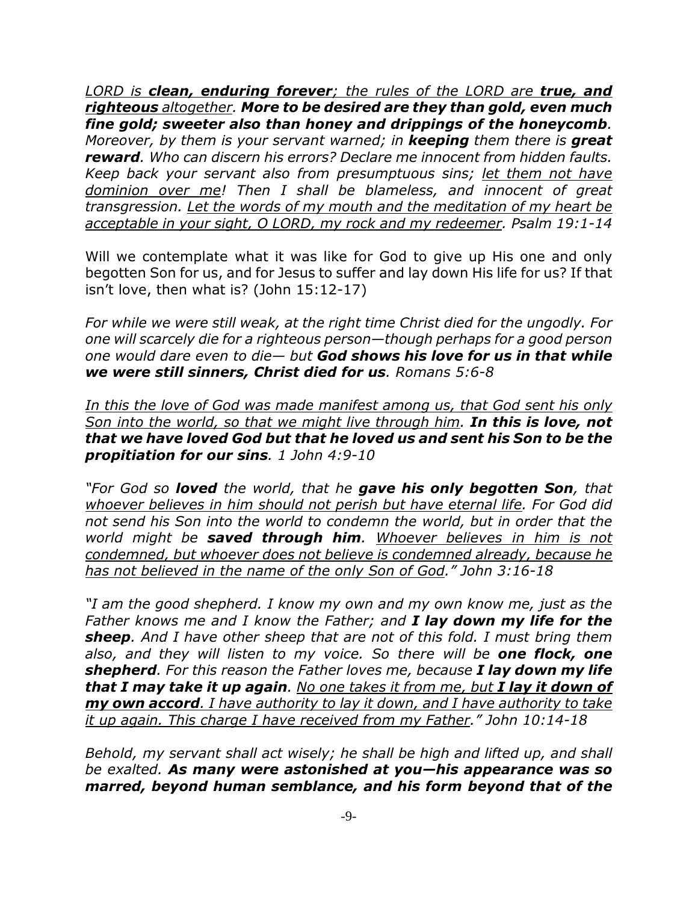*LORD is **clean, enduring forever**; the rules of the LORD are **true, and righteous** altogether. **More to be desired are they than gold, even much fine gold; sweeter also than honey and drippings of the honeycomb**. Moreover, by them is your servant warned; in **keeping** them there is **great reward**. Who can discern his errors? Declare me innocent from hidden faults. Keep back your servant also from presumptuous sins; <u>let them not have dominion over me</u>! Then I shall be blameless, and innocent of great transgression. <u>Let the words of my mouth and the meditation of my heart be acceptable in your sight, O LORD, my rock and my redeemer</u>. Psalm 19:1-14*

Will we contemplate what it was like for God to give up His one and only begotten Son for us, and for Jesus to suffer and lay down His life for us? If that isn't love, then what is? (John 15:12-17)

*For while we were still weak, at the right time Christ died for the ungodly. For one will scarcely die for a righteous person—though perhaps for a good person one would dare even to die— but **God shows his love for us in that while we were still sinners, Christ died for us**. Romans 5:6-8*

*<u>In this the love of God was made manifest among us, that God sent his only Son into the world, so that we might live through him</u>. **In this is love, not that we have loved God but that he loved us and sent his Son to be the propitiation for our sins**. 1 John 4:9-10*

*"For God so **loved** the world, that he **gave his only begotten Son**, that <u>whoever believes in him should not perish but have eternal life</u>. For God did not send his Son into the world to condemn the world, but in order that the world might be **saved through him**. <u>Whoever believes in him is not condemned, but whoever does not believe is condemned already, because he has not believed in the name of the only Son of God</u>." John 3:16-18*

*"I am the good shepherd. I know my own and my own know me, just as the Father knows me and I know the Father; and **I lay down my life for the sheep**. And I have other sheep that are not of this fold. I must bring them also, and they will listen to my voice. So there will be **one flock, one shepherd**. For this reason the Father loves me, because **I lay down my life that I may take it up again**. <u>No one takes it from me, but **I lay it down of my own accord**. I have authority to lay it down, and I have authority to take it up again. This charge I have received from my Father</u>." John 10:14-18*

*Behold, my servant shall act wisely; he shall be high and lifted up, and shall be exalted. **As many were astonished at you—his appearance was so marred, beyond human semblance, and his form beyond that of the***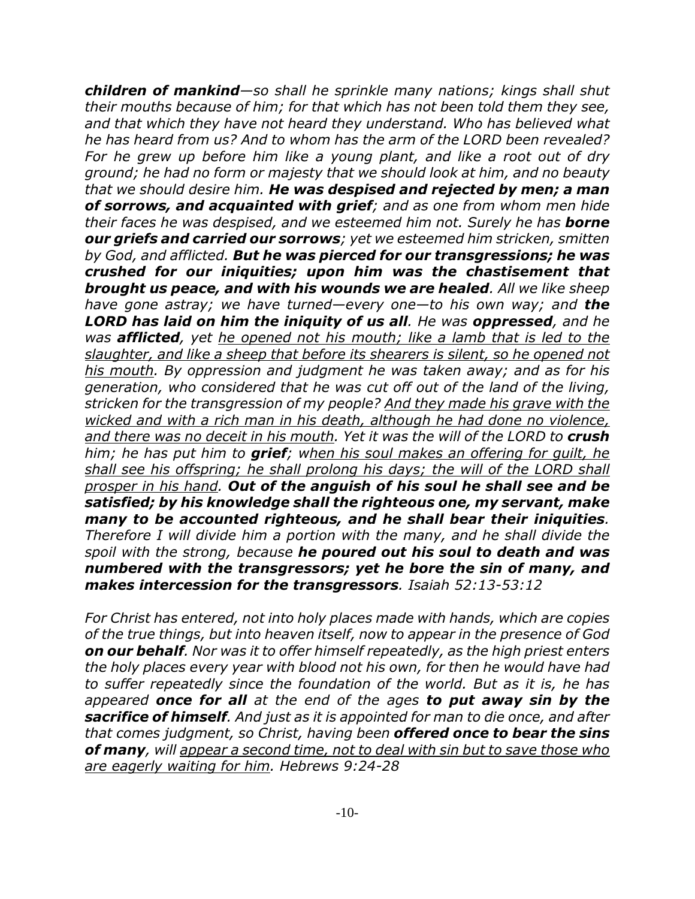*__children of mankind__—so shall he sprinkle many nations; kings shall shut their mouths because of him; for that which has not been told them they see, and that which they have not heard they understand. Who has believed what he has heard from us? And to whom has the arm of the LORD been revealed? For he grew up before him like a young plant, and like a root out of dry ground; he had no form or majesty that we should look at him, and no beauty that we should desire him. __He was despised and rejected by men; a man of sorrows, and acquainted with grief__; and as one from whom men hide their faces he was despised, and we esteemed him not. Surely he has __borne our griefs and carried our sorrows__; yet we esteemed him stricken, smitten by God, and afflicted. __But he was pierced for our transgressions; he was crushed for our iniquities; upon him was the chastisement that brought us peace, and with his wounds we are healed__. All we like sheep have gone astray; we have turned—every one—to his own way; and __the LORD has laid on him the iniquity of us all__. He was __oppressed__, and he was __afflicted__, yet <u>he opened not his mouth; like a lamb that is led to the slaughter, and like a sheep that before its shearers is silent, so he opened not his mouth</u>. By oppression and judgment he was taken away; and as for his generation, who considered that he was cut off out of the land of the living, stricken for the transgression of my people? <u>And they made his grave with the wicked and with a rich man in his death, although he had done no violence, and there was no deceit in his mouth</u>. Yet it was the will of the LORD to __crush__ him; he has put him to __grief__; <u>when his soul makes an offering for guilt, he shall see his offspring; he shall prolong his days; the will of the LORD shall prosper in his hand</u>. __Out of the anguish of his soul he shall see and be satisfied; by his knowledge shall the righteous one, my servant, make many to be accounted righteous, and he shall bear their iniquities__. Therefore I will divide him a portion with the many, and he shall divide the spoil with the strong, because __he poured out his soul to death and was numbered with the transgressors; yet he bore the sin of many, and makes intercession for the transgressors__. Isaiah 52:13-53:12*

*For Christ has entered, not into holy places made with hands, which are copies of the true things, but into heaven itself, now to appear in the presence of God __on our behalf__. Nor was it to offer himself repeatedly, as the high priest enters the holy places every year with blood not his own, for then he would have had to suffer repeatedly since the foundation of the world. But as it is, he has appeared __once for all__ at the end of the ages __to put away sin by the sacrifice of himself__. And just as it is appointed for man to die once, and after that comes judgment, so Christ, having been __offered once to bear the sins of many__, will <u>appear a second time, not to deal with sin but to save those who are eagerly waiting for him</u>. Hebrews 9:24-28*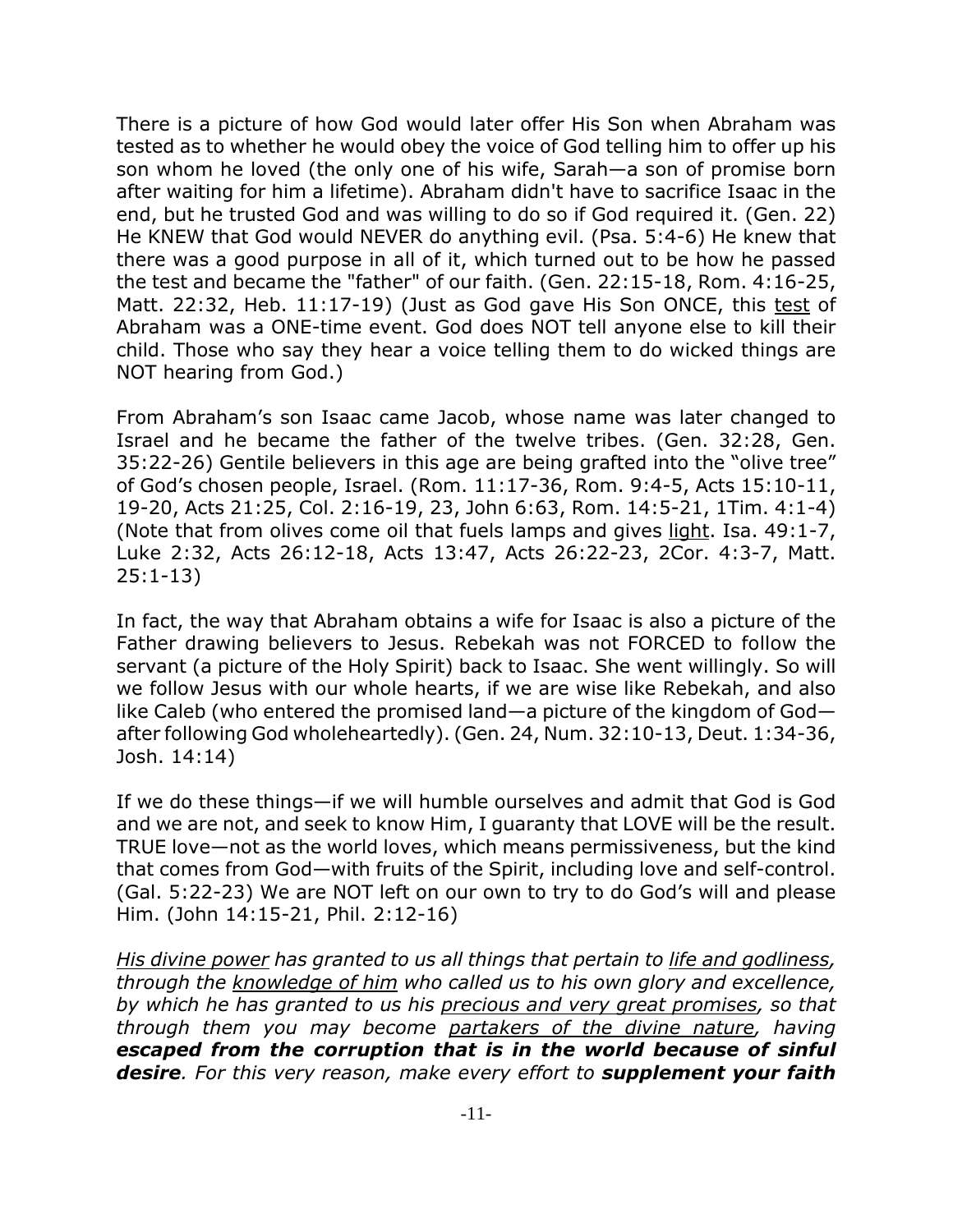There is a picture of how God would later offer His Son when Abraham was tested as to whether he would obey the voice of God telling him to offer up his son whom he loved (the only one of his wife, Sarah—a son of promise born after waiting for him a lifetime). Abraham didn't have to sacrifice Isaac in the end, but he trusted God and was willing to do so if God required it. (Gen. 22) He KNEW that God would NEVER do anything evil. (Psa. 5:4-6) He knew that there was a good purpose in all of it, which turned out to be how he passed the test and became the "father" of our faith. (Gen. 22:15-18, Rom. 4:16-25, Matt. 22:32, Heb. 11:17-19) (Just as God gave His Son ONCE, this <u>test</u> of Abraham was a ONE-time event. God does NOT tell anyone else to kill their child. Those who say they hear a voice telling them to do wicked things are NOT hearing from God.)

From Abraham's son Isaac came Jacob, whose name was later changed to Israel and he became the father of the twelve tribes. (Gen. 32:28, Gen. 35:22-26) Gentile believers in this age are being grafted into the "olive tree" of God's chosen people, Israel. (Rom. 11:17-36, Rom. 9:4-5, Acts 15:10-11, 19-20, Acts 21:25, Col. 2:16-19, 23, John 6:63, Rom. 14:5-21, 1Tim. 4:1-4) (Note that from olives come oil that fuels lamps and gives <u>light</u>. Isa. 49:1-7, Luke 2:32, Acts 26:12-18, Acts 13:47, Acts 26:22-23, 2Cor. 4:3-7, Matt. 25:1-13)

In fact, the way that Abraham obtains a wife for Isaac is also a picture of the Father drawing believers to Jesus. Rebekah was not FORCED to follow the servant (a picture of the Holy Spirit) back to Isaac. She went willingly. So will we follow Jesus with our whole hearts, if we are wise like Rebekah, and also like Caleb (who entered the promised land—a picture of the kingdom of God—after following God wholeheartedly). (Gen. 24, Num. 32:10-13, Deut. 1:34-36, Josh. 14:14)

If we do these things—if we will humble ourselves and admit that God is God and we are not, and seek to know Him, I guaranty that LOVE will be the result. TRUE love—not as the world loves, which means permissiveness, but the kind that comes from God—with fruits of the Spirit, including love and self-control. (Gal. 5:22-23) We are NOT left on our own to try to do God's will and please Him. (John 14:15-21, Phil. 2:12-16)

*<u>His divine power</u> has granted to us all things that pertain to <u>life and godliness</u>, through the <u>knowledge of him</u> who called us to his own glory and excellence, by which he has granted to us his <u>precious and very great promises</u>, so that through them you may become <u>partakers of the divine nature</u>, having **escaped from the corruption that is in the world because of sinful desire**. For this very reason, make every effort to **supplement your faith***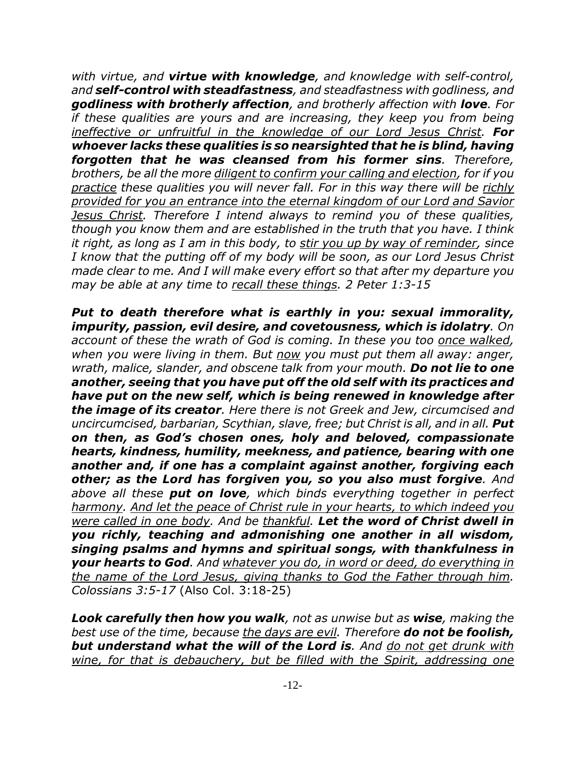*with virtue, and **virtue with knowledge**, and knowledge with self-control, and **self-control with steadfastness**, and steadfastness with godliness, and **godliness with brotherly affection**, and brotherly affection with **love**. For if these qualities are yours and are increasing, they keep you from being <u>ineffective or unfruitful in the knowledge of our Lord Jesus Christ</u>. **For whoever lacks these qualities is so nearsighted that he is blind, having forgotten that he was cleansed from his former sins**. Therefore, brothers, be all the more <u>diligent to confirm your calling and election</u>, for if you <u>practice</u> these qualities you will never fall. For in this way there will be <u>richly provided for you an entrance into the eternal kingdom of our Lord and Savior Jesus Christ</u>. Therefore I intend always to remind you of these qualities, though you know them and are established in the truth that you have. I think it right, as long as I am in this body, to <u>stir you up by way of reminder</u>, since I know that the putting off of my body will be soon, as our Lord Jesus Christ made clear to me. And I will make every effort so that after my departure you may be able at any time to <u>recall these things</u>. 2 Peter 1:3-15*

***Put to death therefore what is earthly in you: sexual immorality, impurity, passion, evil desire, and covetousness, which is idolatry**. On account of these the wrath of God is coming. In these you too <u>once walked</u>, when you were living in them. But <u>now</u> you must put them all away: anger, wrath, malice, slander, and obscene talk from your mouth. **Do not lie to one another, seeing that you have put off the old self with its practices and have put on the new self, which is being renewed in knowledge after the image of its creator**. Here there is not Greek and Jew, circumcised and uncircumcised, barbarian, Scythian, slave, free; but Christ is all, and in all. **Put on then, as God's chosen ones, holy and beloved, compassionate hearts, kindness, humility, meekness, and patience, bearing with one another and, if one has a complaint against another, forgiving each other; as the Lord has forgiven you, so you also must forgive**. And above all these **put on love**, which binds everything together in perfect <u>harmony</u>. <u>And let the peace of Christ rule in your hearts, to which indeed you were called in one body</u>. And be <u>thankful</u>. **Let the word of Christ dwell in you richly, teaching and admonishing one another in all wisdom, singing psalms and hymns and spiritual songs, with thankfulness in your hearts to God**. And <u>whatever you do, in word or deed, do everything in the name of the Lord Jesus, giving thanks to God the Father through him</u>. Colossians 3:5-17* (Also Col. 3:18-25)

***Look carefully then how you walk**, not as unwise but as **wise**, making the best use of the time, because <u>the days are evil</u>. Therefore **do not be foolish, but understand what the will of the Lord is**. And <u>do not get drunk with wine, for that is debauchery, but be filled with the Spirit, addressing one</u>*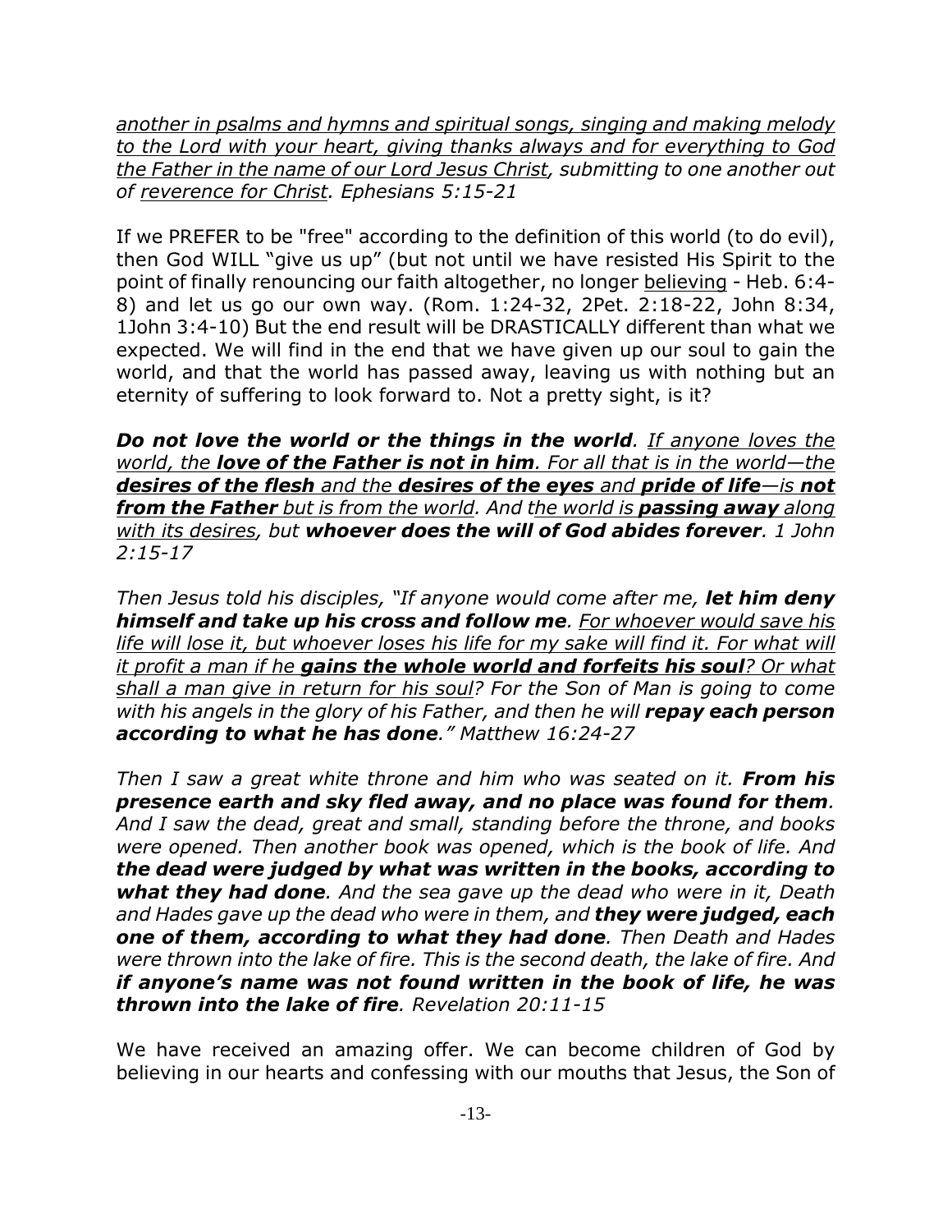*another in psalms and hymns and spiritual songs, singing and making melody to the Lord with your heart, giving thanks always and for everything to God the Father in the name of our Lord Jesus Christ, submitting to one another out of reverence for Christ. Ephesians 5:15-21*

If we PREFER to be "free" according to the definition of this world (to do evil), then God WILL "give us up" (but not until we have resisted His Spirit to the point of finally renouncing our faith altogether, no longer believing - Heb. 6:4-8) and let us go our own way. (Rom. 1:24-32, 2Pet. 2:18-22, John 8:34, 1John 3:4-10) But the end result will be DRASTICALLY different than what we expected. We will find in the end that we have given up our soul to gain the world, and that the world has passed away, leaving us with nothing but an eternity of suffering to look forward to. Not a pretty sight, is it?

***Do not love the world or the things in the world****. If anyone loves the world, the* ***love of the Father is not in him****. For all that is in the world—the* ***desires of the flesh*** *and the* ***desires of the eyes*** *and* ***pride of life****—is* ***not from the Father*** *but is from the world. And the world is* ***passing away*** *along with its desires, but* ***whoever does the will of God abides forever****. 1 John 2:15-17*

*Then Jesus told his disciples, "If anyone would come after me,* ***let him deny himself and take up his cross and follow me****. For whoever would save his life will lose it, but whoever loses his life for my sake will find it. For what will it profit a man if he* ***gains the whole world and forfeits his soul****? Or what shall a man give in return for his soul? For the Son of Man is going to come with his angels in the glory of his Father, and then he will* ***repay each person according to what he has done****." Matthew 16:24-27*

*Then I saw a great white throne and him who was seated on it.* ***From his presence earth and sky fled away, and no place was found for them****. And I saw the dead, great and small, standing before the throne, and books were opened. Then another book was opened, which is the book of life. And* ***the dead were judged by what was written in the books, according to what they had done****. And the sea gave up the dead who were in it, Death and Hades gave up the dead who were in them, and* ***they were judged, each one of them, according to what they had done****. Then Death and Hades were thrown into the lake of fire. This is the second death, the lake of fire. And* ***if anyone's name was not found written in the book of life, he was thrown into the lake of fire****. Revelation 20:11-15*

We have received an amazing offer. We can become children of God by believing in our hearts and confessing with our mouths that Jesus, the Son of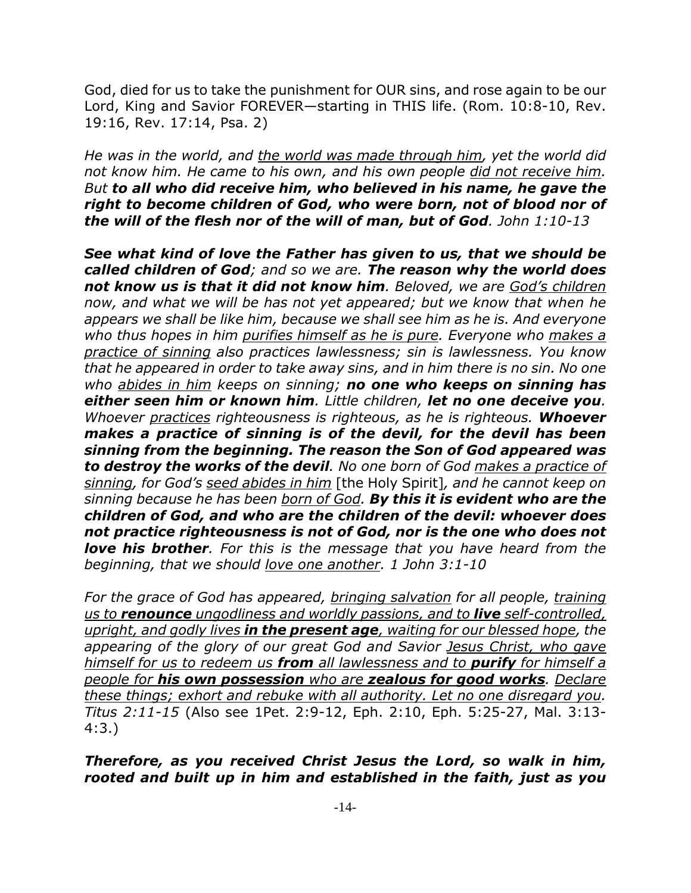God, died for us to take the punishment for OUR sins, and rose again to be our Lord, King and Savior FOREVER—starting in THIS life. (Rom. 10:8-10, Rev. 19:16, Rev. 17:14, Psa. 2)

*He was in the world, and <u>the world was made through him</u>, yet the world did not know him. He came to his own, and his own people <u>did not receive him</u>. But **to all who did receive him, who believed in his name, he gave the right to become children of God, who were born, not of blood nor of the will of the flesh nor of the will of man, but of God**. John 1:10-13*

***See what kind of love the Father has given to us, that we should be called children of God**; and so we are. **The reason why the world does not know us is that it did not know him**. Beloved, we are <u>God's children</u> now, and what we will be has not yet appeared; but we know that when he appears we shall be like him, because we shall see him as he is. And everyone who thus hopes in him <u>purifies himself as he is pure</u>. Everyone who <u>makes a practice of sinning</u> also practices lawlessness; sin is lawlessness. You know that he appeared in order to take away sins, and in him there is no sin. No one who <u>abides in him</u> keeps on sinning; **no one who keeps on sinning has either seen him or known him**. Little children, **let no one deceive you**. Whoever <u>practices</u> righteousness is righteous, as he is righteous. **Whoever makes a practice of sinning is of the devil, for the devil has been sinning from the beginning. The reason the Son of God appeared was to destroy the works of the devil**. No one born of God <u>makes a practice of sinning</u>, for God's <u>seed abides in him</u>* [the Holy Spirit]*, and he cannot keep on sinning because he has been <u>born of God</u>. **By this it is evident who are the children of God, and who are the children of the devil: whoever does not practice righteousness is not of God, nor is the one who does not love his brother**. For this is the message that you have heard from the beginning, that we should <u>love one another</u>. 1 John 3:1-10*

*For the grace of God has appeared, <u>bringing salvation</u> for all people, <u>training us to **renounce** ungodliness and worldly passions, and to **live** self-controlled, upright, and godly lives **in the present age**, waiting for our blessed hope</u>, the appearing of the glory of our great God and Savior <u>Jesus Christ, who gave himself for us to redeem us **from** all lawlessness and to **purify** for himself a people for **his own possession** who are **zealous for good works**</u>. <u>Declare these things; exhort and rebuke with all authority. Let no one disregard you.</u> Titus 2:11-15* (Also see 1Pet. 2:9-12, Eph. 2:10, Eph. 5:25-27, Mal. 3:13-4:3.)

***Therefore, as you received Christ Jesus the Lord, so walk in him, rooted and built up in him and established in the faith, just as you***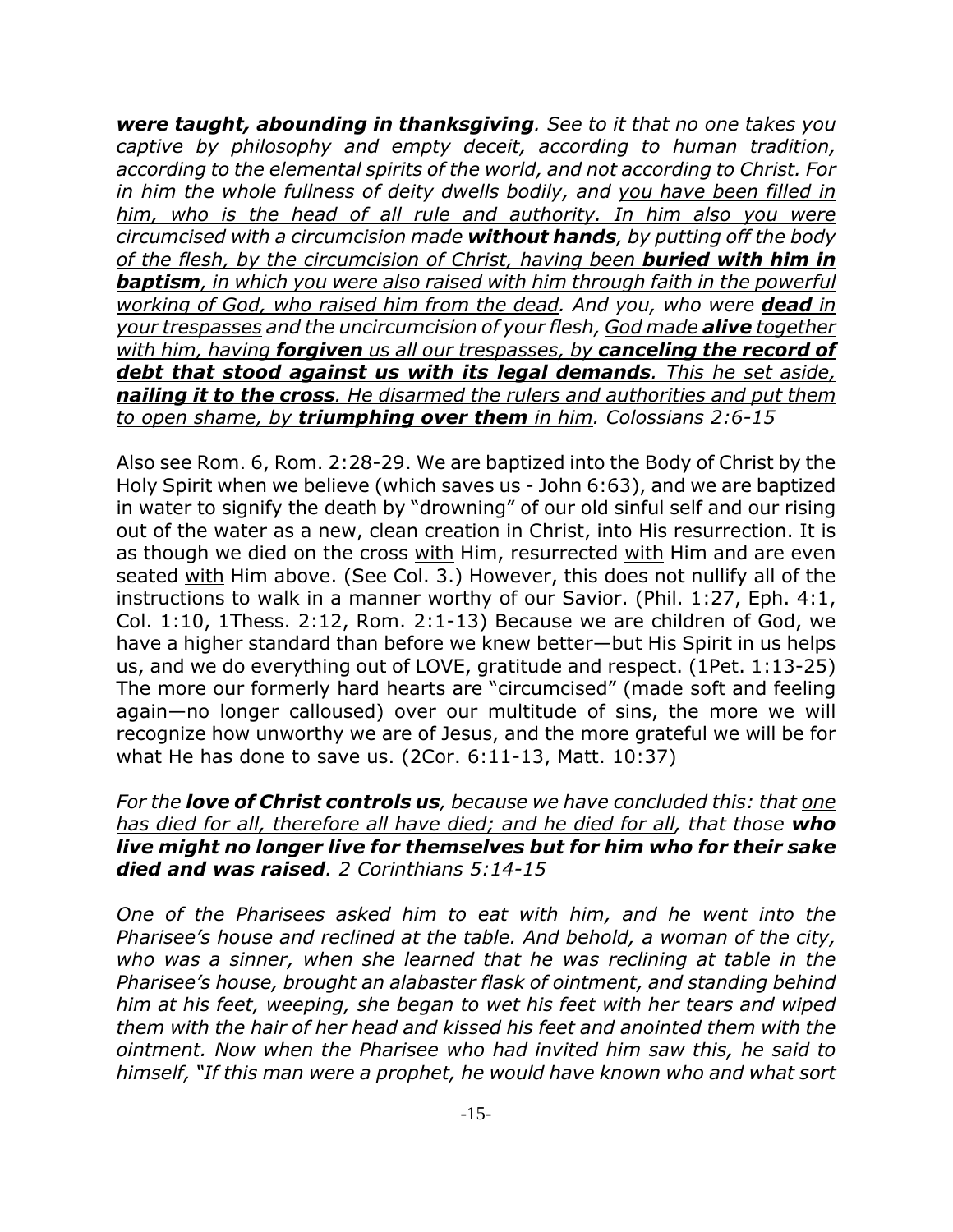***were taught, abounding in thanksgiving**. See to it that no one takes you captive by philosophy and empty deceit, according to human tradition, according to the elemental spirits of the world, and not according to Christ. For in him the whole fullness of deity dwells bodily, and <u>you have been filled in him, who is the head of all rule and authority. In him also you were circumcised with a circumcision made **without hands**, by putting off the body of the flesh, by the circumcision of Christ, having been **buried with him in baptism**, in which you were also raised with him through faith in the powerful working of God, who raised him from the dead</u>. And you, who were <u>**dead** in your trespasses</u> and the uncircumcision of your flesh, <u>God made **alive** together with him, having **forgiven** us all our trespasses, by **canceling the record of debt that stood against us with its legal demands**. This he set aside, **nailing it to the cross**. He disarmed the rulers and authorities and put them to open shame, by **triumphing over them** in him</u>. Colossians 2:6-15*

Also see Rom. 6, Rom. 2:28-29. We are baptized into the Body of Christ by the <u>Holy Spirit</u> when we believe (which saves us - John 6:63), and we are baptized in water to <u>signify</u> the death by "drowning" of our old sinful self and our rising out of the water as a new, clean creation in Christ, into His resurrection. It is as though we died on the cross <u>with</u> Him, resurrected <u>with</u> Him and are even seated <u>with</u> Him above. (See Col. 3.) However, this does not nullify all of the instructions to walk in a manner worthy of our Savior. (Phil. 1:27, Eph. 4:1, Col. 1:10, 1Thess. 2:12, Rom. 2:1-13) Because we are children of God, we have a higher standard than before we knew better—but His Spirit in us helps us, and we do everything out of LOVE, gratitude and respect. (1Pet. 1:13-25) The more our formerly hard hearts are "circumcised" (made soft and feeling again—no longer calloused) over our multitude of sins, the more we will recognize how unworthy we are of Jesus, and the more grateful we will be for what He has done to save us. (2Cor. 6:11-13, Matt. 10:37)

*For the **love of Christ controls us**, because we have concluded this: that <u>one has died for all, therefore all have died; and he died for all</u>, that those **who live might no longer live for themselves but for him who for their sake died and was raised**. 2 Corinthians 5:14-15*

*One of the Pharisees asked him to eat with him, and he went into the Pharisee's house and reclined at the table. And behold, a woman of the city, who was a sinner, when she learned that he was reclining at table in the Pharisee's house, brought an alabaster flask of ointment, and standing behind him at his feet, weeping, she began to wet his feet with her tears and wiped them with the hair of her head and kissed his feet and anointed them with the ointment. Now when the Pharisee who had invited him saw this, he said to himself, "If this man were a prophet, he would have known who and what sort*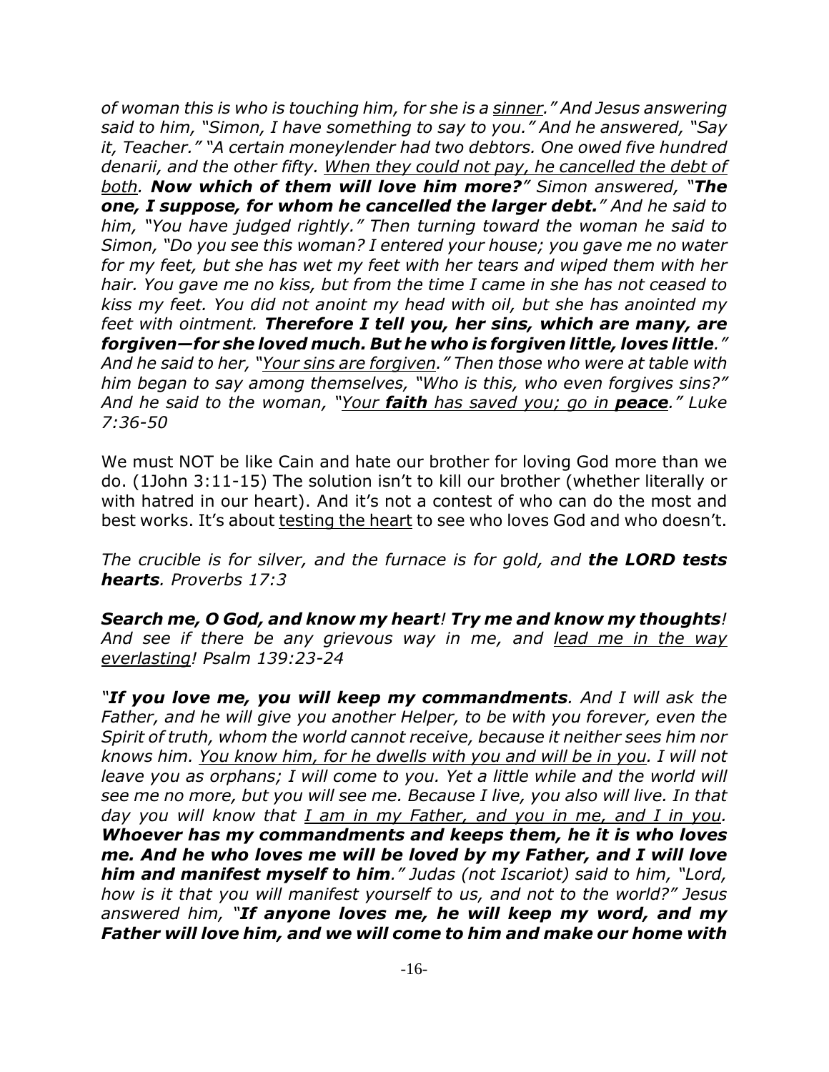*of woman this is who is touching him, for she is a <u>sinner</u>." And Jesus answering said to him, "Simon, I have something to say to you." And he answered, "Say it, Teacher." "A certain moneylender had two debtors. One owed five hundred denarii, and the other fifty. <u>When they could not pay, he cancelled the debt of both</u>. **Now which of them will love him more?**" Simon answered, "**The one, I suppose, for whom he cancelled the larger debt.**" And he said to him, "You have judged rightly." Then turning toward the woman he said to Simon, "Do you see this woman? I entered your house; you gave me no water for my feet, but she has wet my feet with her tears and wiped them with her hair. You gave me no kiss, but from the time I came in she has not ceased to kiss my feet. You did not anoint my head with oil, but she has anointed my feet with ointment. **Therefore I tell you, her sins, which are many, are forgiven—for she loved much. But he who is forgiven little, loves little**." And he said to her, "<u>Your sins are forgiven</u>." Then those who were at table with him began to say among themselves, "Who is this, who even forgives sins?" And he said to the woman, "<u>Your **faith** has saved you; go in **peace**</u>." Luke 7:36-50*

We must NOT be like Cain and hate our brother for loving God more than we do. (1John 3:11-15) The solution isn't to kill our brother (whether literally or with hatred in our heart). And it's not a contest of who can do the most and best works. It's about <u>testing the heart</u> to see who loves God and who doesn't.

*The crucible is for silver, and the furnace is for gold, and **the LORD tests hearts**. Proverbs 17:3*

***Search me, O God, and know my heart**! **Try me and know my thoughts**! And see if there be any grievous way in me, and <u>lead me in the way everlasting</u>! Psalm 139:23-24*

*"**If you love me, you will keep my commandments**. And I will ask the Father, and he will give you another Helper, to be with you forever, even the Spirit of truth, whom the world cannot receive, because it neither sees him nor knows him. <u>You know him, for he dwells with you and will be in you</u>. I will not leave you as orphans; I will come to you. Yet a little while and the world will see me no more, but you will see me. Because I live, you also will live. In that day you will know that <u>I am in my Father, and you in me, and I in you</u>. **Whoever has my commandments and keeps them, he it is who loves me. And he who loves me will be loved by my Father, and I will love him and manifest myself to him**." Judas (not Iscariot) said to him, "Lord, how is it that you will manifest yourself to us, and not to the world?" Jesus answered him, "**If anyone loves me, he will keep my word, and my Father will love him, and we will come to him and make our home with***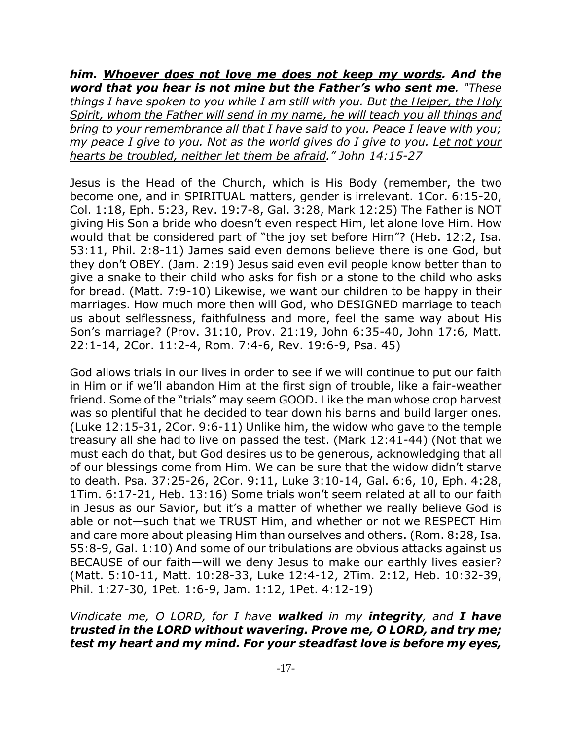***him. <u>Whoever does not love me does not keep my words</u>. And the word that you hear is not mine but the Father's who sent me**. "These things I have spoken to you while I am still with you. But <u>the Helper, the Holy Spirit, whom the Father will send in my name, he will teach you all things and bring to your remembrance all that I have said to you</u>. Peace I leave with you; my peace I give to you. Not as the world gives do I give to you. L<u>et not your hearts be troubled, neither let them be afraid</u>." John 14:15-27*

Jesus is the Head of the Church, which is His Body (remember, the two become one, and in SPIRITUAL matters, gender is irrelevant. 1Cor. 6:15-20, Col. 1:18, Eph. 5:23, Rev. 19:7-8, Gal. 3:28, Mark 12:25) The Father is NOT giving His Son a bride who doesn't even respect Him, let alone love Him. How would that be considered part of "the joy set before Him"? (Heb. 12:2, Isa. 53:11, Phil. 2:8-11) James said even demons believe there is one God, but they don't OBEY. (Jam. 2:19) Jesus said even evil people know better than to give a snake to their child who asks for fish or a stone to the child who asks for bread. (Matt. 7:9-10) Likewise, we want our children to be happy in their marriages. How much more then will God, who DESIGNED marriage to teach us about selflessness, faithfulness and more, feel the same way about His Son's marriage? (Prov. 31:10, Prov. 21:19, John 6:35-40, John 17:6, Matt. 22:1-14, 2Cor. 11:2-4, Rom. 7:4-6, Rev. 19:6-9, Psa. 45)

God allows trials in our lives in order to see if we will continue to put our faith in Him or if we'll abandon Him at the first sign of trouble, like a fair-weather friend. Some of the "trials" may seem GOOD. Like the man whose crop harvest was so plentiful that he decided to tear down his barns and build larger ones. (Luke 12:15-31, 2Cor. 9:6-11) Unlike him, the widow who gave to the temple treasury all she had to live on passed the test. (Mark 12:41-44) (Not that we must each do that, but God desires us to be generous, acknowledging that all of our blessings come from Him. We can be sure that the widow didn't starve to death. Psa. 37:25-26, 2Cor. 9:11, Luke 3:10-14, Gal. 6:6, 10, Eph. 4:28, 1Tim. 6:17-21, Heb. 13:16) Some trials won't seem related at all to our faith in Jesus as our Savior, but it's a matter of whether we really believe God is able or not—such that we TRUST Him, and whether or not we RESPECT Him and care more about pleasing Him than ourselves and others. (Rom. 8:28, Isa. 55:8-9, Gal. 1:10) And some of our tribulations are obvious attacks against us BECAUSE of our faith—will we deny Jesus to make our earthly lives easier? (Matt. 5:10-11, Matt. 10:28-33, Luke 12:4-12, 2Tim. 2:12, Heb. 10:32-39, Phil. 1:27-30, 1Pet. 1:6-9, Jam. 1:12, 1Pet. 4:12-19)

*Vindicate me, O LORD, for I have **walked** in my **integrity**, and **I have trusted in the LORD without wavering. Prove me, O LORD, and try me; test my heart and my mind. For your steadfast love is before my eyes,***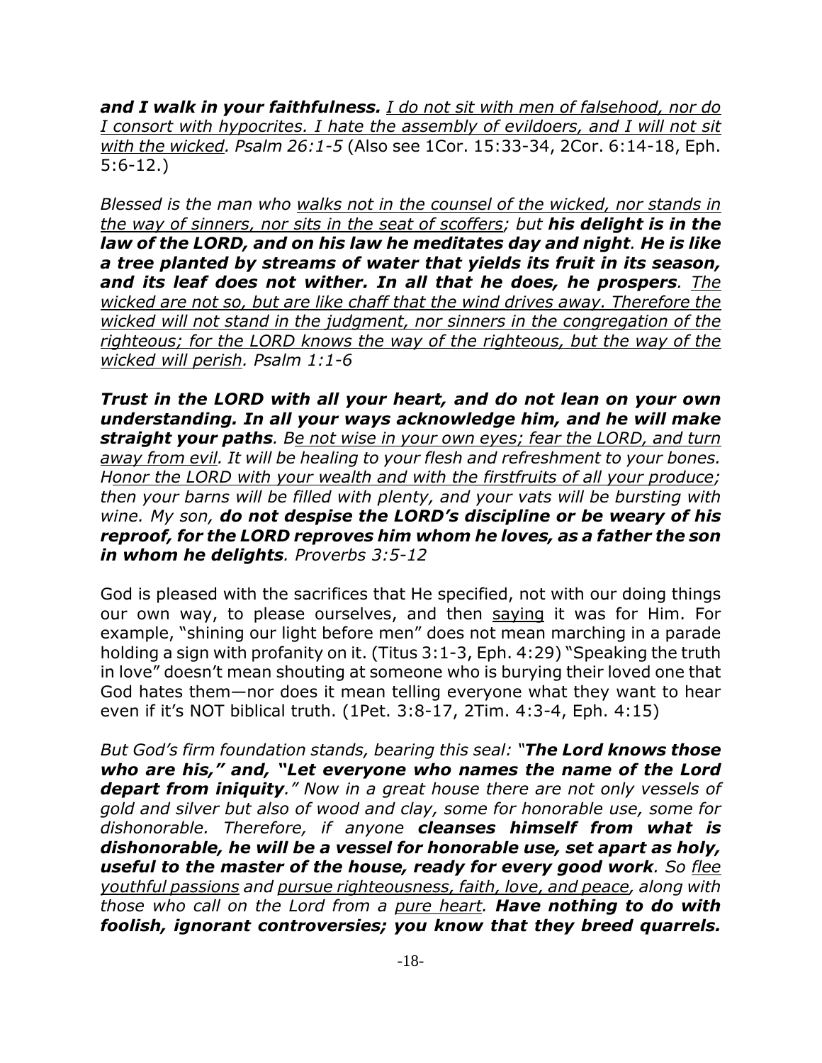***and I walk in your faithfulness.*** *I do not sit with men of falsehood, nor do I consort with hypocrites. I hate the assembly of evildoers, and I will not sit with the wicked. Psalm 26:1-5* (Also see 1Cor. 15:33-34, 2Cor. 6:14-18, Eph. 5:6-12.)

*Blessed is the man who walks not in the counsel of the wicked, nor stands in the way of sinners, nor sits in the seat of scoffers; but* ***his delight is in the law of the LORD, and on his law he meditates day and night. He is like a tree planted by streams of water that yields its fruit in its season, and its leaf does not wither. In all that he does, he prospers****. The wicked are not so, but are like chaff that the wind drives away. Therefore the wicked will not stand in the judgment, nor sinners in the congregation of the righteous; for the LORD knows the way of the righteous, but the way of the wicked will perish. Psalm 1:1-6*

***Trust in the LORD with all your heart, and do not lean on your own understanding. In all your ways acknowledge him, and he will make straight your paths****. Be not wise in your own eyes; fear the LORD, and turn away from evil. It will be healing to your flesh and refreshment to your bones. Honor the LORD with your wealth and with the firstfruits of all your produce; then your barns will be filled with plenty, and your vats will be bursting with wine. My son,* ***do not despise the LORD's discipline or be weary of his reproof, for the LORD reproves him whom he loves, as a father the son in whom he delights****. Proverbs 3:5-12*

God is pleased with the sacrifices that He specified, not with our doing things our own way, to please ourselves, and then saying it was for Him. For example, "shining our light before men" does not mean marching in a parade holding a sign with profanity on it. (Titus 3:1-3, Eph. 4:29) "Speaking the truth in love" doesn't mean shouting at someone who is burying their loved one that God hates them—nor does it mean telling everyone what they want to hear even if it's NOT biblical truth. (1Pet. 3:8-17, 2Tim. 4:3-4, Eph. 4:15)

*But God's firm foundation stands, bearing this seal: "****The Lord knows those who are his," and, "Let everyone who names the name of the Lord depart from iniquity****." Now in a great house there are not only vessels of gold and silver but also of wood and clay, some for honorable use, some for dishonorable. Therefore, if anyone* ***cleanses himself from what is dishonorable, he will be a vessel for honorable use, set apart as holy, useful to the master of the house, ready for every good work****. So flee youthful passions and pursue righteousness, faith, love, and peace, along with those who call on the Lord from a pure heart.* ***Have nothing to do with foolish, ignorant controversies; you know that they breed quarrels.***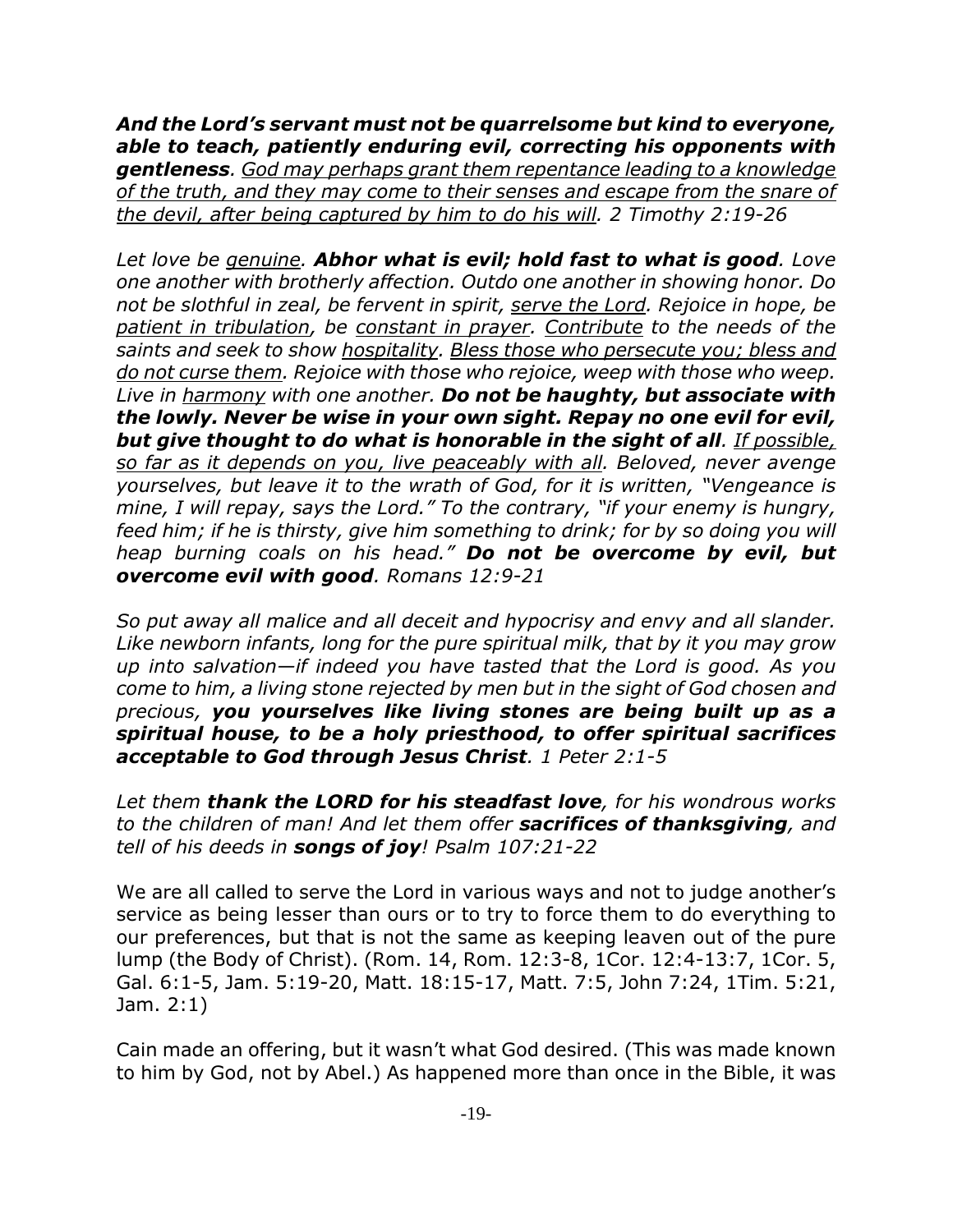***And the Lord's servant must not be quarrelsome but kind to everyone, able to teach, patiently enduring evil, correcting his opponents with gentleness****. <u>God may perhaps grant them repentance leading to a knowledge of the truth, and they may come to their senses and escape from the snare of the devil, after being captured by him to do his will</u>. 2 Timothy 2:19-26*

*Let love be <u>genuine</u>.* ***Abhor what is evil; hold fast to what is good****. Love one another with brotherly affection. Outdo one another in showing honor. Do not be slothful in zeal, be fervent in spirit, <u>serve the Lord</u>. Rejoice in hope, be <u>patient in tribulation</u>, be <u>constant in prayer</u>. <u>Contribute</u> to the needs of the saints and seek to show <u>hospitality</u>. <u>Bless those who persecute you; bless and do not curse them</u>. Rejoice with those who rejoice, weep with those who weep. Live in <u>harmony</u> with one another.* ***Do not be haughty, but associate with the lowly. Never be wise in your own sight. Repay no one evil for evil, but give thought to do what is honorable in the sight of all****. <u>If possible, so far as it depends on you, live peaceably with all</u>. Beloved, never avenge yourselves, but leave it to the wrath of God, for it is written, "Vengeance is mine, I will repay, says the Lord." To the contrary, "if your enemy is hungry, feed him; if he is thirsty, give him something to drink; for by so doing you will heap burning coals on his head."* ***Do not be overcome by evil, but overcome evil with good****. Romans 12:9-21*

*So put away all malice and all deceit and hypocrisy and envy and all slander. Like newborn infants, long for the pure spiritual milk, that by it you may grow up into salvation—if indeed you have tasted that the Lord is good. As you come to him, a living stone rejected by men but in the sight of God chosen and precious,* ***you yourselves like living stones are being built up as a spiritual house, to be a holy priesthood, to offer spiritual sacrifices acceptable to God through Jesus Christ****. 1 Peter 2:1-5*

*Let them* ***thank the LORD for his steadfast love****, for his wondrous works to the children of man! And let them offer* ***sacrifices of thanksgiving****, and tell of his deeds in* ***songs of joy****! Psalm 107:21-22*

We are all called to serve the Lord in various ways and not to judge another's service as being lesser than ours or to try to force them to do everything to our preferences, but that is not the same as keeping leaven out of the pure lump (the Body of Christ). (Rom. 14, Rom. 12:3-8, 1Cor. 12:4-13:7, 1Cor. 5, Gal. 6:1-5, Jam. 5:19-20, Matt. 18:15-17, Matt. 7:5, John 7:24, 1Tim. 5:21, Jam. 2:1)

Cain made an offering, but it wasn't what God desired. (This was made known to him by God, not by Abel.) As happened more than once in the Bible, it was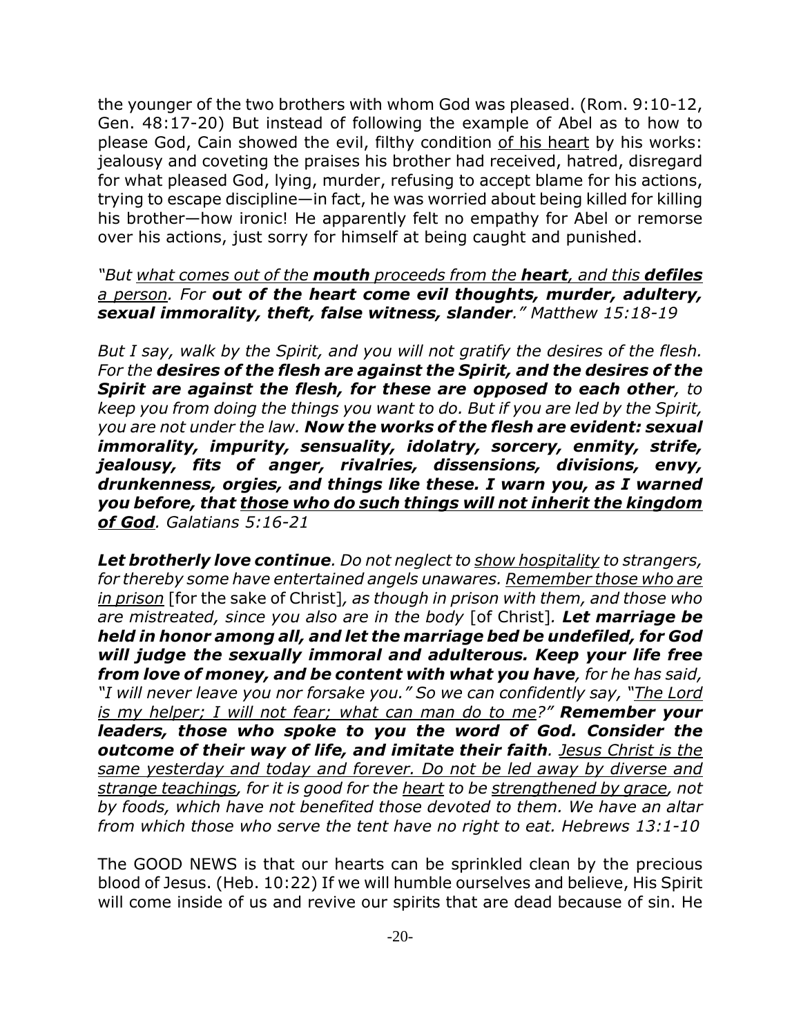the younger of the two brothers with whom God was pleased. (Rom. 9:10-12, Gen. 48:17-20) But instead of following the example of Abel as to how to please God, Cain showed the evil, filthy condition <u>of his heart</u> by his works: jealousy and coveting the praises his brother had received, hatred, disregard for what pleased God, lying, murder, refusing to accept blame for his actions, trying to escape discipline—in fact, he was worried about being killed for killing his brother—how ironic! He apparently felt no empathy for Abel or remorse over his actions, just sorry for himself at being caught and punished.

*"But <u>what comes out of the **mouth** proceeds from the **heart**, and this **defiles** a person</u>. For **out of the heart come evil thoughts, murder, adultery, sexual immorality, theft, false witness, slander**." Matthew 15:18-19*

*But I say, walk by the Spirit, and you will not gratify the desires of the flesh. For the **desires of the flesh are against the Spirit, and the desires of the Spirit are against the flesh, for these are opposed to each other**, to keep you from doing the things you want to do. But if you are led by the Spirit, you are not under the law. **Now the works of the flesh are evident: sexual immorality, impurity, sensuality, idolatry, sorcery, enmity, strife, jealousy, fits of anger, rivalries, dissensions, divisions, envy, drunkenness, orgies, and things like these. I warn you, as I warned you before, that <u>those who do such things will not inherit the kingdom of God</u>**. Galatians 5:16-21*

***Let brotherly love continue**. Do not neglect to <u>show hospitality</u> to strangers, for thereby some have entertained angels unawares. <u>Remember those who are in prison</u>* [for the sake of Christ]*, as though in prison with them, and those who are mistreated, since you also are in the body* [of Christ]*. **Let marriage be held in honor among all, and let the marriage bed be undefiled, for God will judge the sexually immoral and adulterous. Keep your life free from love of money, and be content with what you have**, for he has said, "I will never leave you nor forsake you." So we can confidently say, "<u>The Lord is my helper; I will not fear; what can man do to me</u>?" **Remember your leaders, those who spoke to you the word of God. Consider the outcome of their way of life, and imitate their faith**. <u>Jesus Christ is the same yesterday and today and forever. Do not be led away by diverse and strange teachings</u>, for it is good for the <u>heart</u> to be <u>strengthened by grace</u>, not by foods, which have not benefited those devoted to them. We have an altar from which those who serve the tent have no right to eat. Hebrews 13:1-10*

The GOOD NEWS is that our hearts can be sprinkled clean by the precious blood of Jesus. (Heb. 10:22) If we will humble ourselves and believe, His Spirit will come inside of us and revive our spirits that are dead because of sin. He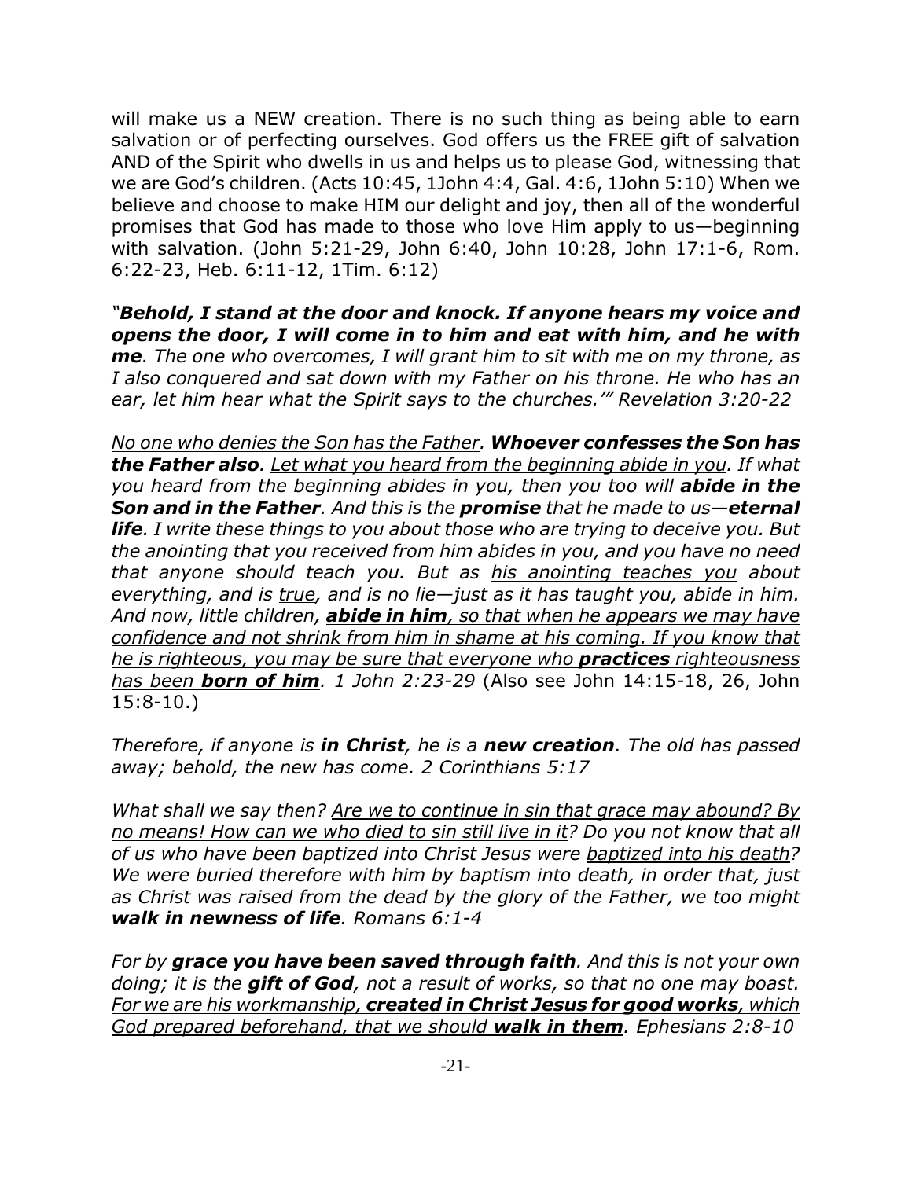will make us a NEW creation. There is no such thing as being able to earn salvation or of perfecting ourselves. God offers us the FREE gift of salvation AND of the Spirit who dwells in us and helps us to please God, witnessing that we are God's children. (Acts 10:45, 1John 4:4, Gal. 4:6, 1John 5:10) When we believe and choose to make HIM our delight and joy, then all of the wonderful promises that God has made to those who love Him apply to us—beginning with salvation. (John 5:21-29, John 6:40, John 10:28, John 17:1-6, Rom. 6:22-23, Heb. 6:11-12, 1Tim. 6:12)

*"**Behold, I stand at the door and knock. If anyone hears my voice and opens the door, I will come in to him and eat with him, and he with me**. The one <u>who overcomes</u>, I will grant him to sit with me on my throne, as I also conquered and sat down with my Father on his throne. He who has an ear, let him hear what the Spirit says to the churches.'" Revelation 3:20-22*

*<u>No one who denies the Son has the Father</u>. **Whoever confesses the Son has the Father also**. <u>Let what you heard from the beginning abide in you</u>. If what you heard from the beginning abides in you, then you too will **abide in the Son and in the Father**. And this is the **promise** that he made to us—**eternal life**. I write these things to you about those who are trying to <u>deceive</u> you. But the anointing that you received from him abides in you, and you have no need that anyone should teach you. But as <u>his anointing teaches you</u> about everything, and is <u>true</u>, and is no lie—just as it has taught you, abide in him. And now, little children, <u>**abide in him**, so that when he appears we may have confidence and not shrink from him in shame at his coming. If you know that he is righteous, you may be sure that everyone who **practices** righteousness has been **born of him**</u>. 1 John 2:23-29* (Also see John 14:15-18, 26, John 15:8-10.)

*Therefore, if anyone is **in Christ**, he is a **new creation**. The old has passed away; behold, the new has come. 2 Corinthians 5:17*

*What shall we say then? <u>Are we to continue in sin that grace may abound? By no means! How can we who died to sin still live in it</u>? Do you not know that all of us who have been baptized into Christ Jesus were <u>baptized into his death</u>? We were buried therefore with him by baptism into death, in order that, just as Christ was raised from the dead by the glory of the Father, we too might **walk in newness of life**. Romans 6:1-4*

*For by **grace you have been saved through faith**. And this is not your own doing; it is the **gift of God**, not a result of works, so that no one may boast. <u>For we are his workmanship, **created in Christ Jesus for good works**, which God prepared beforehand, that we should **walk in them**</u>. Ephesians 2:8-10*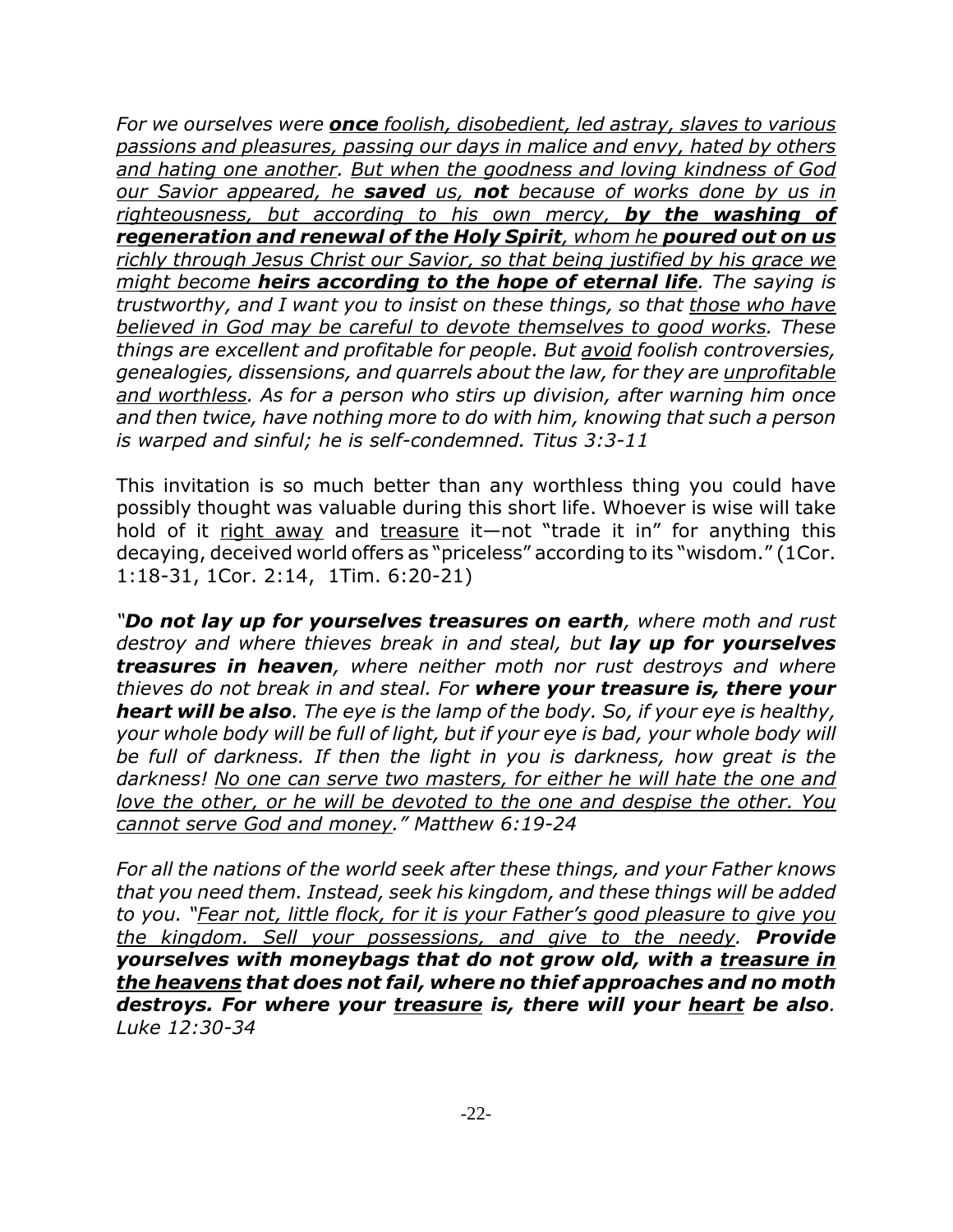*For we ourselves were **once** foolish, disobedient, led astray, slaves to various passions and pleasures, passing our days in malice and envy, hated by others and hating one another. But when the goodness and loving kindness of God our Savior appeared, he **saved** us, **not** because of works done by us in righteousness, but according to his own mercy, **by the washing of regeneration and renewal of the Holy Spirit**, whom he **poured out on us** richly through Jesus Christ our Savior, so that being justified by his grace we might become **heirs according to the hope of eternal life**. The saying is trustworthy, and I want you to insist on these things, so that those who have believed in God may be careful to devote themselves to good works. These things are excellent and profitable for people. But avoid foolish controversies, genealogies, dissensions, and quarrels about the law, for they are unprofitable and worthless. As for a person who stirs up division, after warning him once and then twice, have nothing more to do with him, knowing that such a person is warped and sinful; he is self-condemned. Titus 3:3-11*

This invitation is so much better than any worthless thing you could have possibly thought was valuable during this short life. Whoever is wise will take hold of it right away and treasure it—not "trade it in" for anything this decaying, deceived world offers as "priceless" according to its "wisdom." (1Cor. 1:18-31, 1Cor. 2:14, 1Tim. 6:20-21)

*"**Do not lay up for yourselves treasures on earth**, where moth and rust destroy and where thieves break in and steal, but **lay up for yourselves treasures in heaven**, where neither moth nor rust destroys and where thieves do not break in and steal. For **where your treasure is, there your heart will be also**. The eye is the lamp of the body. So, if your eye is healthy, your whole body will be full of light, but if your eye is bad, your whole body will be full of darkness. If then the light in you is darkness, how great is the darkness! No one can serve two masters, for either he will hate the one and love the other, or he will be devoted to the one and despise the other. You cannot serve God and money." Matthew 6:19-24*

*For all the nations of the world seek after these things, and your Father knows that you need them. Instead, seek his kingdom, and these things will be added to you. "Fear not, little flock, for it is your Father's good pleasure to give you the kingdom. Sell your possessions, and give to the needy. **Provide yourselves with moneybags that do not grow old, with a treasure in the heavens that does not fail, where no thief approaches and no moth destroys. For where your treasure is, there will your heart be also**. Luke 12:30-34*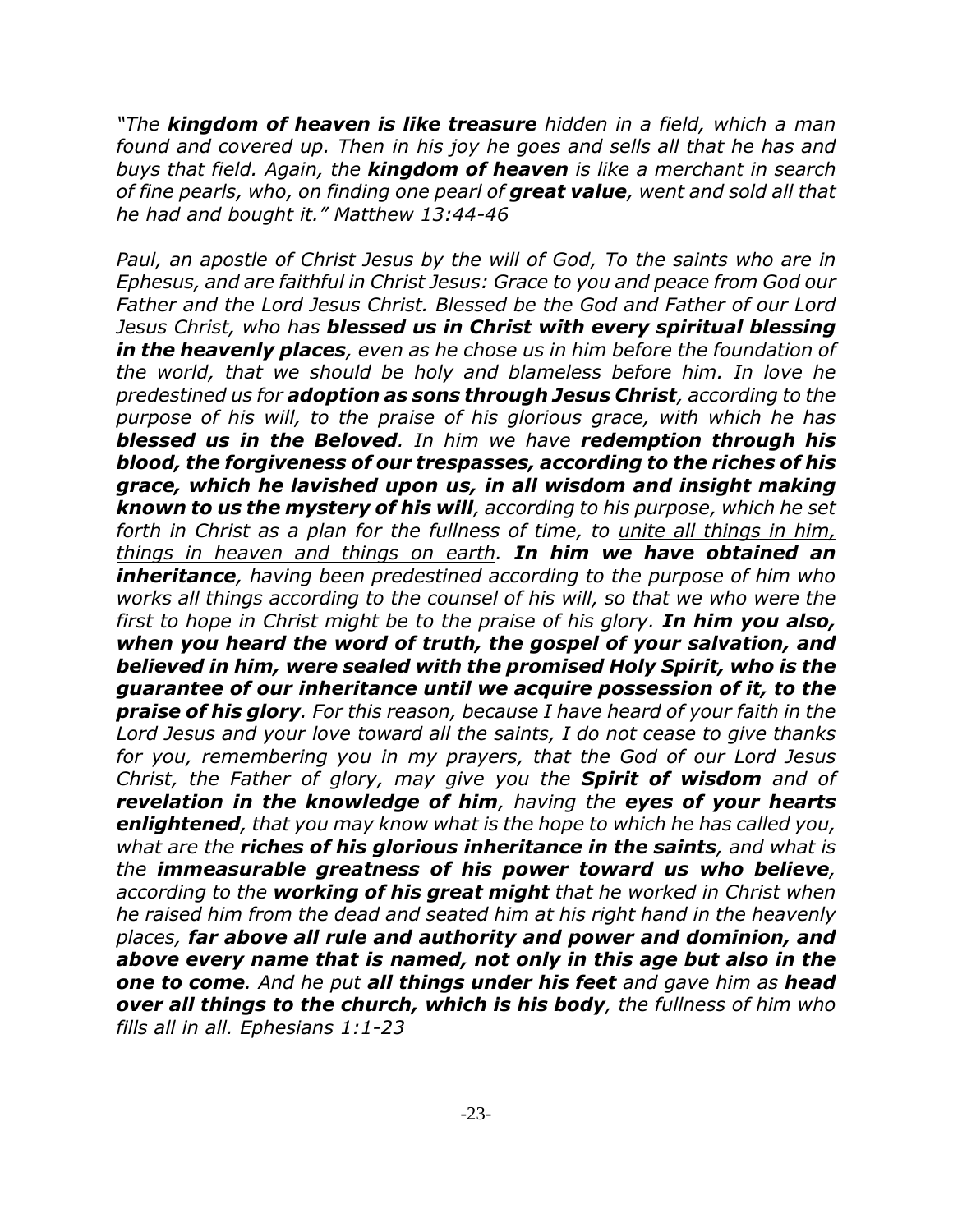*"The **kingdom of heaven is like treasure** hidden in a field, which a man found and covered up. Then in his joy he goes and sells all that he has and buys that field. Again, the **kingdom of heaven** is like a merchant in search of fine pearls, who, on finding one pearl of **great value**, went and sold all that he had and bought it." Matthew 13:44-46*

*Paul, an apostle of Christ Jesus by the will of God, To the saints who are in Ephesus, and are faithful in Christ Jesus: Grace to you and peace from God our Father and the Lord Jesus Christ. Blessed be the God and Father of our Lord Jesus Christ, who has **blessed us in Christ with every spiritual blessing in the heavenly places**, even as he chose us in him before the foundation of the world, that we should be holy and blameless before him. In love he predestined us for **adoption as sons through Jesus Christ**, according to the purpose of his will, to the praise of his glorious grace, with which he has **blessed us in the Beloved**. In him we have **redemption through his blood, the forgiveness of our trespasses, according to the riches of his grace, which he lavished upon us, in all wisdom and insight making known to us the mystery of his will**, according to his purpose, which he set forth in Christ as a plan for the fullness of time, to <u>unite all things in him, things in heaven and things on earth</u>. **In him we have obtained an inheritance**, having been predestined according to the purpose of him who works all things according to the counsel of his will, so that we who were the first to hope in Christ might be to the praise of his glory. **In him you also, when you heard the word of truth, the gospel of your salvation, and believed in him, were sealed with the promised Holy Spirit, who is the guarantee of our inheritance until we acquire possession of it, to the praise of his glory**. For this reason, because I have heard of your faith in the Lord Jesus and your love toward all the saints, I do not cease to give thanks for you, remembering you in my prayers, that the God of our Lord Jesus Christ, the Father of glory, may give you the **Spirit of wisdom** and of **revelation in the knowledge of him**, having the **eyes of your hearts enlightened**, that you may know what is the hope to which he has called you, what are the **riches of his glorious inheritance in the saints**, and what is the **immeasurable greatness of his power toward us who believe**, according to the **working of his great might** that he worked in Christ when he raised him from the dead and seated him at his right hand in the heavenly places, **far above all rule and authority and power and dominion, and above every name that is named, not only in this age but also in the one to come**. And he put **all things under his feet** and gave him as **head over all things to the church, which is his body**, the fullness of him who fills all in all. Ephesians 1:1-23*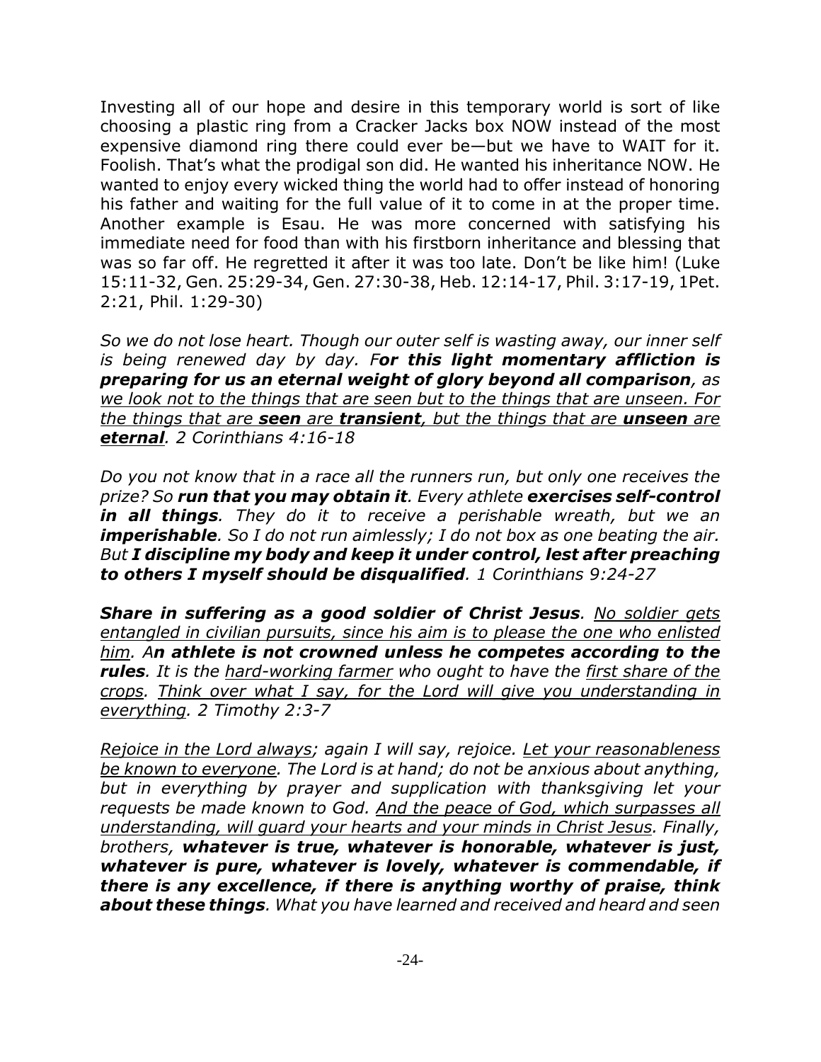Investing all of our hope and desire in this temporary world is sort of like choosing a plastic ring from a Cracker Jacks box NOW instead of the most expensive diamond ring there could ever be—but we have to WAIT for it. Foolish. That's what the prodigal son did. He wanted his inheritance NOW. He wanted to enjoy every wicked thing the world had to offer instead of honoring his father and waiting for the full value of it to come in at the proper time. Another example is Esau. He was more concerned with satisfying his immediate need for food than with his firstborn inheritance and blessing that was so far off. He regretted it after it was too late. Don't be like him! (Luke 15:11-32, Gen. 25:29-34, Gen. 27:30-38, Heb. 12:14-17, Phil. 3:17-19, 1Pet. 2:21, Phil. 1:29-30)

*So we do not lose heart. Though our outer self is wasting away, our inner self is being renewed day by day. F**or this light momentary affliction is preparing for us an eternal weight of glory beyond all comparison**, as <u>we look not to the things that are seen but to the things that are unseen. For the things that are **seen** are **transient**, but the things that are **unseen** are **eternal**</u>. 2 Corinthians 4:16-18*

*Do you not know that in a race all the runners run, but only one receives the prize? So **run that you may obtain it**. Every athlete **exercises self-control in all things**. They do it to receive a perishable wreath, but we an **imperishable**. So I do not run aimlessly; I do not box as one beating the air. But **I discipline my body and keep it under control, lest after preaching to others I myself should be disqualified**. 1 Corinthians 9:24-27*

***Share in suffering as a good soldier of Christ Jesus**. <u>No soldier gets entangled in civilian pursuits, since his aim is to please the one who enlisted him</u>. A**n athlete is not crowned unless he competes according to the rules**. It is the <u>hard-working farmer</u> who ought to have the <u>first share of the crops</u>. <u>Think over what I say, for the Lord will give you understanding in everything</u>. 2 Timothy 2:3-7*

*<u>Rejoice in the Lord always</u>; again I will say, rejoice. <u>Let your reasonableness be known to everyone</u>. The Lord is at hand; do not be anxious about anything, but in everything by prayer and supplication with thanksgiving let your requests be made known to God. <u>And the peace of God, which surpasses all understanding, will guard your hearts and your minds in Christ Jesus</u>. Finally, brothers, **whatever is true, whatever is honorable, whatever is just, whatever is pure, whatever is lovely, whatever is commendable, if there is any excellence, if there is anything worthy of praise, think about these things**. What you have learned and received and heard and seen*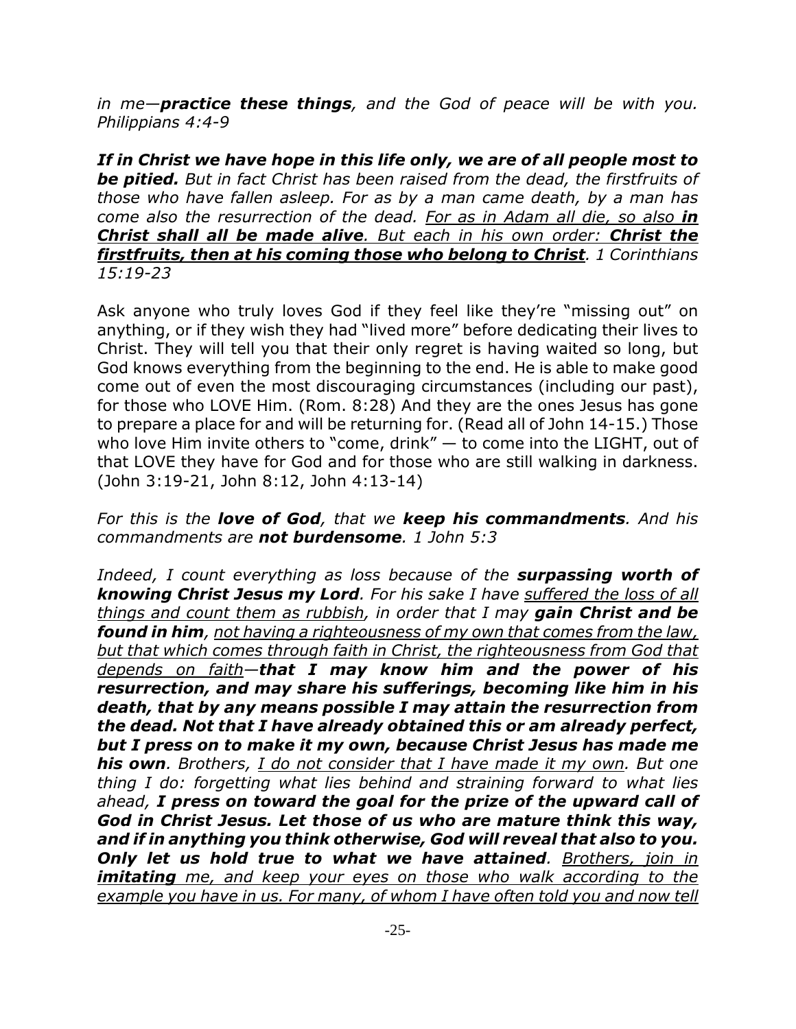*in me—**practice these things**, and the God of peace will be with you. Philippians 4:4-9*

***If in Christ we have hope in this life only, we are of all people most to be pitied.** But in fact Christ has been raised from the dead, the firstfruits of those who have fallen asleep. For as by a man came death, by a man has come also the resurrection of the dead. <u>For as in Adam all die, so also **in Christ shall all be made alive**. But each in his own order: **Christ the firstfruits, then at his coming those who belong to Christ**</u>. 1 Corinthians 15:19-23*

Ask anyone who truly loves God if they feel like they're "missing out" on anything, or if they wish they had "lived more" before dedicating their lives to Christ. They will tell you that their only regret is having waited so long, but God knows everything from the beginning to the end. He is able to make good come out of even the most discouraging circumstances (including our past), for those who LOVE Him. (Rom. 8:28) And they are the ones Jesus has gone to prepare a place for and will be returning for. (Read all of John 14-15.) Those who love Him invite others to "come, drink" — to come into the LIGHT, out of that LOVE they have for God and for those who are still walking in darkness. (John 3:19-21, John 8:12, John 4:13-14)

*For this is the **love of God**, that we **keep his commandments**. And his commandments are **not burdensome**. 1 John 5:3*

*Indeed, I count everything as loss because of the **surpassing worth of knowing Christ Jesus my Lord**. For his sake I have <u>suffered the loss of all things and count them as rubbish</u>, in order that I may **gain Christ and be found in him**, <u>not having a righteousness of my own that comes from the law, but that which comes through faith in Christ, the righteousness from God that depends on faith</u>—**that I may know him and the power of his resurrection, and may share his sufferings, becoming like him in his death, that by any means possible I may attain the resurrection from the dead. Not that I have already obtained this or am already perfect, but I press on to make it my own, because Christ Jesus has made me his own**. Brothers, <u>I do not consider that I have made it my own</u>. But one thing I do: forgetting what lies behind and straining forward to what lies ahead, **I press on toward the goal for the prize of the upward call of God in Christ Jesus. Let those of us who are mature think this way, and if in anything you think otherwise, God will reveal that also to you. Only let us hold true to what we have attained**. <u>Brothers, join in **imitating** me, and keep your eyes on those who walk according to the example you have in us. For many, of whom I have often told you and now tell</u>*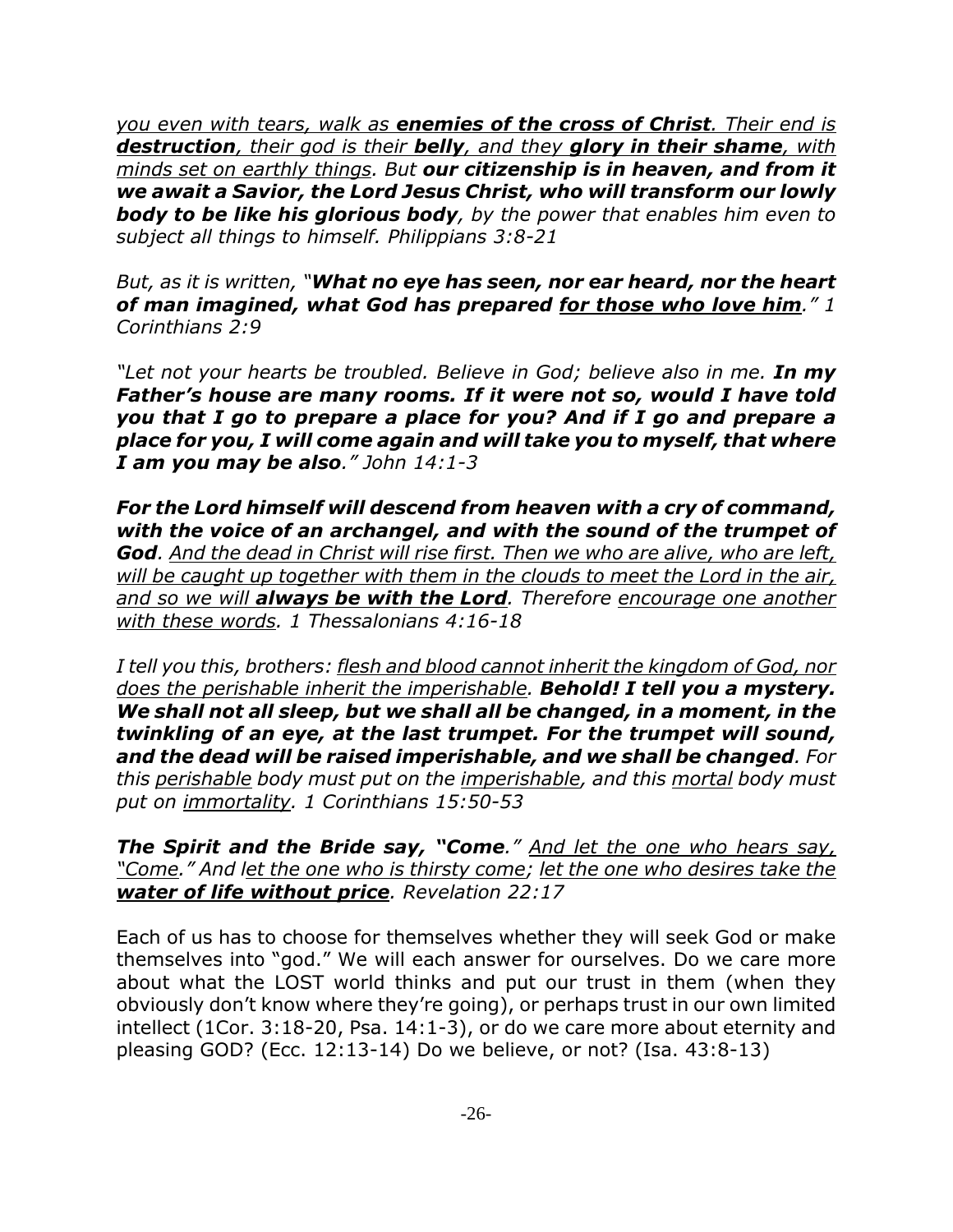*you even with tears, walk as **enemies of the cross of Christ**. Their end is **destruction**, their god is their **belly**, and they **glory in their shame**, with minds set on earthly things. But **our citizenship is in heaven, and from it we await a Savior, the Lord Jesus Christ, who will transform our lowly body to be like his glorious body**, by the power that enables him even to subject all things to himself. Philippians 3:8-21*

*But, as it is written, "**What no eye has seen, nor ear heard, nor the heart of man imagined, what God has prepared for those who love him**." 1 Corinthians 2:9*

*"Let not your hearts be troubled. Believe in God; believe also in me. **In my Father's house are many rooms. If it were not so, would I have told you that I go to prepare a place for you? And if I go and prepare a place for you, I will come again and will take you to myself, that where I am you may be also**." John 14:1-3*

***For the Lord himself will descend from heaven with a cry of command, with the voice of an archangel, and with the sound of the trumpet of God**. And the dead in Christ will rise first. Then we who are alive, who are left, will be caught up together with them in the clouds to meet the Lord in the air, and so we will **always be with the Lord**. Therefore encourage one another with these words. 1 Thessalonians 4:16-18*

*I tell you this, brothers: flesh and blood cannot inherit the kingdom of God, nor does the perishable inherit the imperishable. **Behold! I tell you a mystery. We shall not all sleep, but we shall all be changed, in a moment, in the twinkling of an eye, at the last trumpet. For the trumpet will sound, and the dead will be raised imperishable, and we shall be changed**. For this perishable body must put on the imperishable, and this mortal body must put on immortality. 1 Corinthians 15:50-53*

***The Spirit and the Bride say, "Come**." And let the one who hears say, "Come." And let the one who is thirsty come; let the one who desires take the **water of life without price**. Revelation 22:17*

Each of us has to choose for themselves whether they will seek God or make themselves into "god." We will each answer for ourselves. Do we care more about what the LOST world thinks and put our trust in them (when they obviously don't know where they're going), or perhaps trust in our own limited intellect (1Cor. 3:18-20, Psa. 14:1-3), or do we care more about eternity and pleasing GOD? (Ecc. 12:13-14) Do we believe, or not? (Isa. 43:8-13)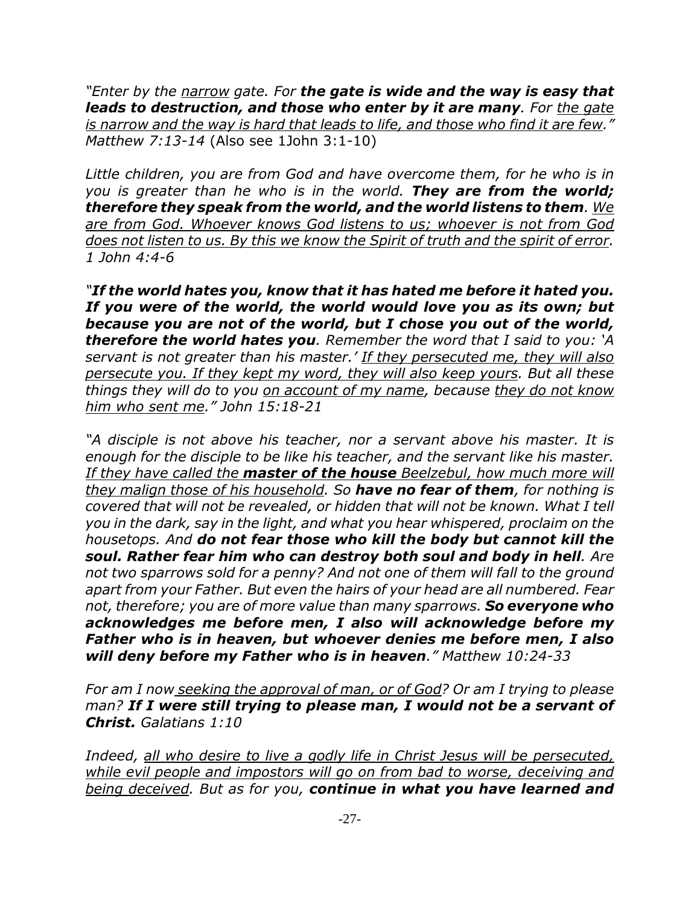*"Enter by the narrow gate. For **the gate is wide and the way is easy that leads to destruction, and those who enter by it are many**. For the gate is narrow and the way is hard that leads to life, and those who find it are few." Matthew 7:13-14* (Also see 1John 3:1-10)

*Little children, you are from God and have overcome them, for he who is in you is greater than he who is in the world. **They are from the world; therefore they speak from the world, and the world listens to them**. We are from God. Whoever knows God listens to us; whoever is not from God does not listen to us. By this we know the Spirit of truth and the spirit of error. 1 John 4:4-6*

*"**If the world hates you, know that it has hated me before it hated you. If you were of the world, the world would love you as its own; but because you are not of the world, but I chose you out of the world, therefore the world hates you**. Remember the word that I said to you: 'A servant is not greater than his master.' If they persecuted me, they will also persecute you. If they kept my word, they will also keep yours. But all these things they will do to you on account of my name, because they do not know him who sent me." John 15:18-21*

*"A disciple is not above his teacher, nor a servant above his master. It is enough for the disciple to be like his teacher, and the servant like his master. If they have called the **master of the house** Beelzebul, how much more will they malign those of his household. So **have no fear of them**, for nothing is covered that will not be revealed, or hidden that will not be known. What I tell you in the dark, say in the light, and what you hear whispered, proclaim on the housetops. And **do not fear those who kill the body but cannot kill the soul. Rather fear him who can destroy both soul and body in hell**. Are not two sparrows sold for a penny? And not one of them will fall to the ground apart from your Father. But even the hairs of your head are all numbered. Fear not, therefore; you are of more value than many sparrows. **So everyone who acknowledges me before men, I also will acknowledge before my Father who is in heaven, but whoever denies me before men, I also will deny before my Father who is in heaven**." Matthew 10:24-33*

*For am I now seeking the approval of man, or of God? Or am I trying to please man? **If I were still trying to please man, I would not be a servant of Christ.** Galatians 1:10*

*Indeed, all who desire to live a godly life in Christ Jesus will be persecuted, while evil people and impostors will go on from bad to worse, deceiving and being deceived. But as for you, **continue in what you have learned and***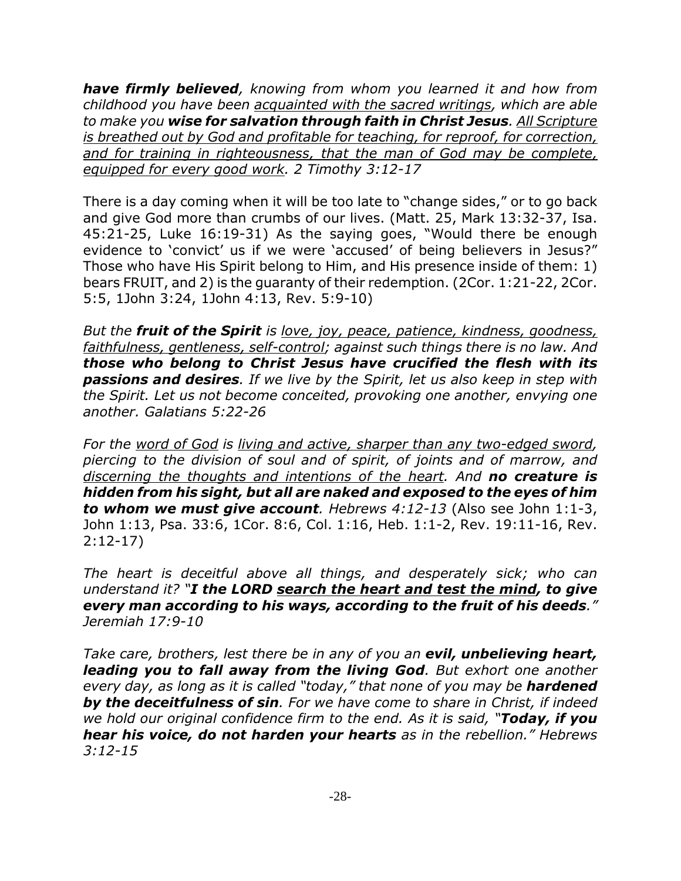*__have firmly believed__, knowing from whom you learned it and how from childhood you have been <u>acquainted with the sacred writings</u>, which are able to make you __wise for salvation through faith in Christ Jesus__. <u>All Scripture is breathed out by God and profitable for teaching, for reproof, for correction, and for training in righteousness, that the man of God may be complete, equipped for every good work</u>. 2 Timothy 3:12-17*

There is a day coming when it will be too late to "change sides," or to go back and give God more than crumbs of our lives. (Matt. 25, Mark 13:32-37, Isa. 45:21-25, Luke 16:19-31) As the saying goes, "Would there be enough evidence to 'convict' us if we were 'accused' of being believers in Jesus?" Those who have His Spirit belong to Him, and His presence inside of them: 1) bears FRUIT, and 2) is the guaranty of their redemption. (2Cor. 1:21-22, 2Cor. 5:5, 1John 3:24, 1John 4:13, Rev. 5:9-10)

*But the __fruit of the Spirit__ is <u>love, joy, peace, patience, kindness, goodness, faithfulness, gentleness, self-control</u>; against such things there is no law. And __those who belong to Christ Jesus have crucified the flesh with its passions and desires__. If we live by the Spirit, let us also keep in step with the Spirit. Let us not become conceited, provoking one another, envying one another. Galatians 5:22-26*

*For the <u>word of God</u> is <u>living and active, sharper than any two-edged sword</u>, piercing to the division of soul and of spirit, of joints and of marrow, and <u>discerning the thoughts and intentions of the heart</u>. And __no creature is hidden from his sight, but all are naked and exposed to the eyes of him to whom we must give account__. Hebrews 4:12-13* (Also see John 1:1-3, John 1:13, Psa. 33:6, 1Cor. 8:6, Col. 1:16, Heb. 1:1-2, Rev. 19:11-16, Rev. 2:12-17)

*The heart is deceitful above all things, and desperately sick; who can understand it? "__I the LORD <u>search the heart and test the mind</u>, to give every man according to his ways, according to the fruit of his deeds__." Jeremiah 17:9-10*

*Take care, brothers, lest there be in any of you an __evil, unbelieving heart, leading you to fall away from the living God__. But exhort one another every day, as long as it is called "today," that none of you may be __hardened by the deceitfulness of sin__. For we have come to share in Christ, if indeed we hold our original confidence firm to the end. As it is said, "__Today, if you hear his voice, do not harden your hearts__ as in the rebellion." Hebrews 3:12-15*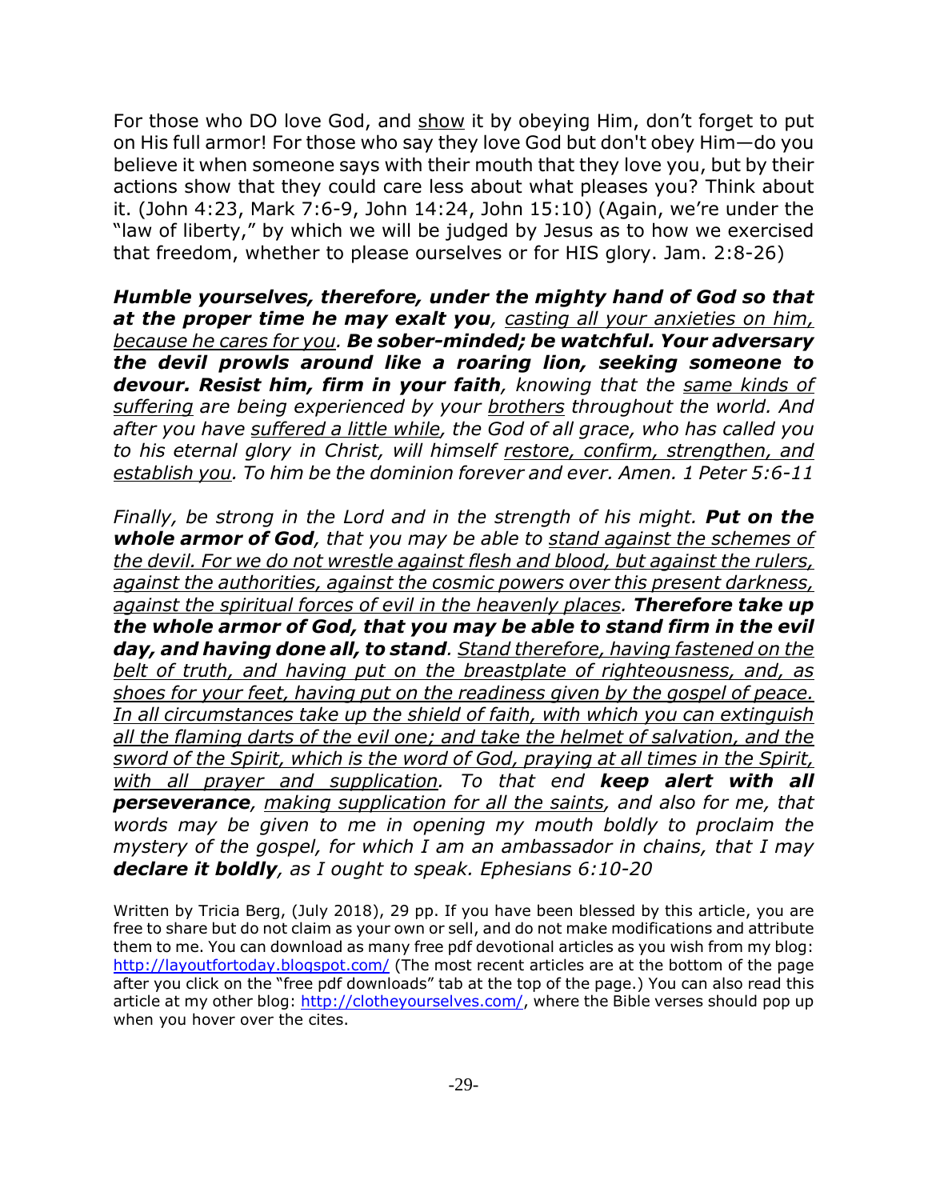For those who DO love God, and <u>show</u> it by obeying Him, don't forget to put on His full armor! For those who say they love God but don't obey Him—do you believe it when someone says with their mouth that they love you, but by their actions show that they could care less about what pleases you? Think about it. (John 4:23, Mark 7:6-9, John 14:24, John 15:10) (Again, we're under the "law of liberty," by which we will be judged by Jesus as to how we exercised that freedom, whether to please ourselves or for HIS glory. Jam. 2:8-26)

***Humble yourselves, therefore, under the mighty hand of God so that at the proper time he may exalt you****, <u>casting all your anxieties on him, because he cares for you</u>.* ***Be sober-minded; be watchful. Your adversary the devil prowls around like a roaring lion, seeking someone to devour. Resist him, firm in your faith****, knowing that the <u>same kinds of suffering</u> are being experienced by your <u>brothers</u> throughout the world. And after you have <u>suffered a little while</u>, the God of all grace, who has called you to his eternal glory in Christ, will himself <u>restore, confirm, strengthen, and establish you</u>. To him be the dominion forever and ever. Amen. 1 Peter 5:6-11*

*Finally, be strong in the Lord and in the strength of his might.* ***Put on the whole armor of God****, that you may be able to <u>stand against the schemes of the devil. For we do not wrestle against flesh and blood, but against the rulers, against the authorities, against the cosmic powers over this present darkness, against the spiritual forces of evil in the heavenly places</u>.* ***Therefore take up the whole armor of God, that you may be able to stand firm in the evil day, and having done all, to stand****. <u>Stand therefore, having fastened on the belt of truth, and having put on the breastplate of righteousness, and, as shoes for your feet, having put on the readiness given by the gospel of peace. In all circumstances take up the shield of faith, with which you can extinguish all the flaming darts of the evil one; and take the helmet of salvation, and the sword of the Spirit, which is the word of God, praying at all times in the Spirit, with all prayer and supplication</u>. To that end* ***keep alert with all perseverance****, <u>making supplication for all the saints</u>, and also for me, that words may be given to me in opening my mouth boldly to proclaim the mystery of the gospel, for which I am an ambassador in chains, that I may* ***declare it boldly****, as I ought to speak. Ephesians 6:10-20*

Written by Tricia Berg, (July 2018), 29 pp. If you have been blessed by this article, you are free to share but do not claim as your own or sell, and do not make modifications and attribute them to me. You can download as many free pdf devotional articles as you wish from my blog: http://layoutfortoday.blogspot.com/ (The most recent articles are at the bottom of the page after you click on the "free pdf downloads" tab at the top of the page.) You can also read this article at my other blog: http://clotheyourselves.com/, where the Bible verses should pop up when you hover over the cites.